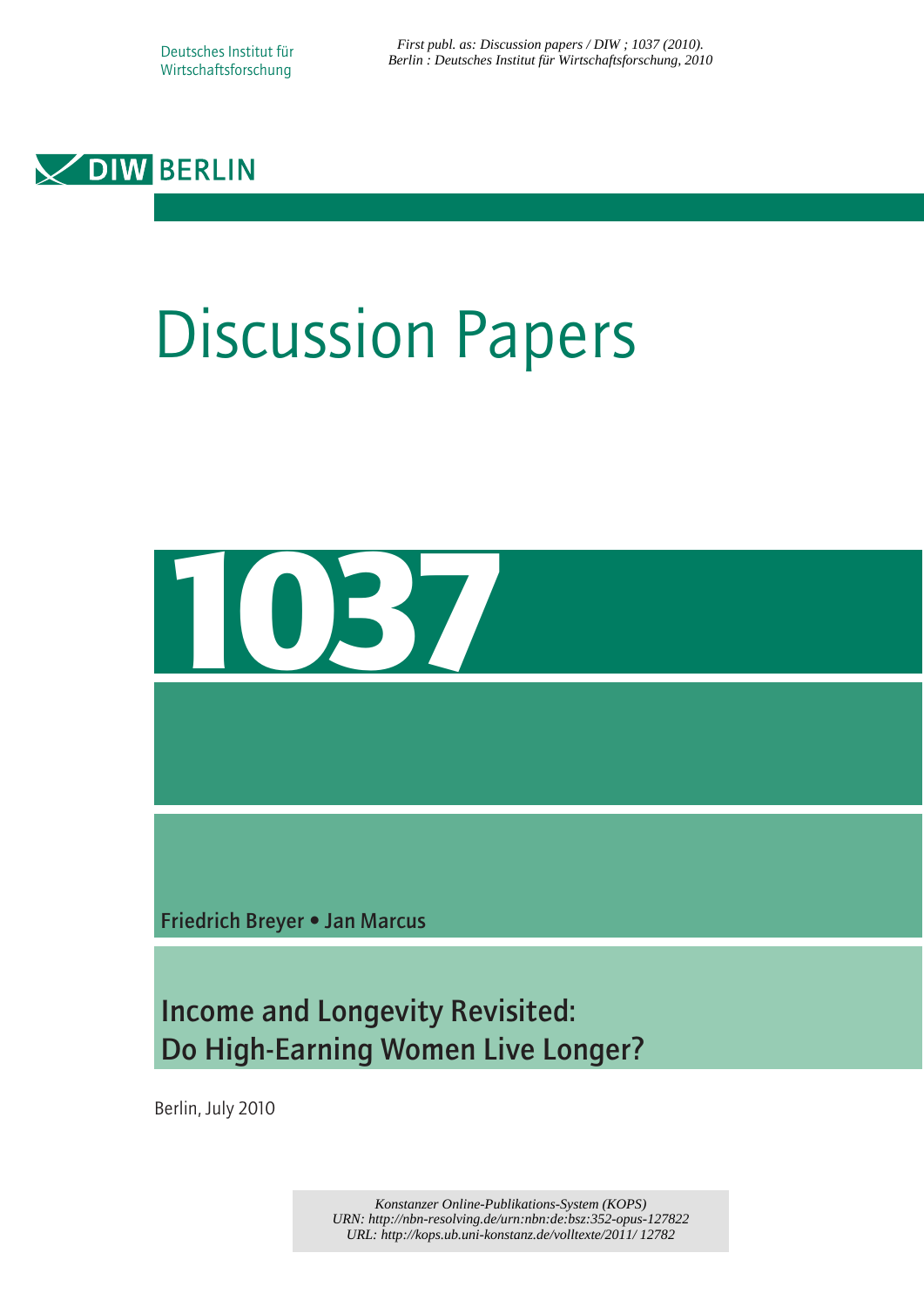Deutsches Institut für Wirtschaftsforschung

*First publ. as: Discussion papers / DIW ; 1037 (2010). Berlin : Deutsches Institut für Wirtschaftsforschung, 2010*

DIW BERLIN

# Discussion Papers

# 1037

**Friedrich Breyer • Jan Marcus**

## Income and Longevity Revisited: Do High-Earning Women Live Longer?

Berlin, July 2010

*Konstanzer Online-Publikations-System (KOPS)*
*URN: http://nbn-resolving.de/urn:nbn:de:bsz:352-opus-127822*
*URL: http://kops.ub.uni-konstanz.de/volltexte/2011/ 12782*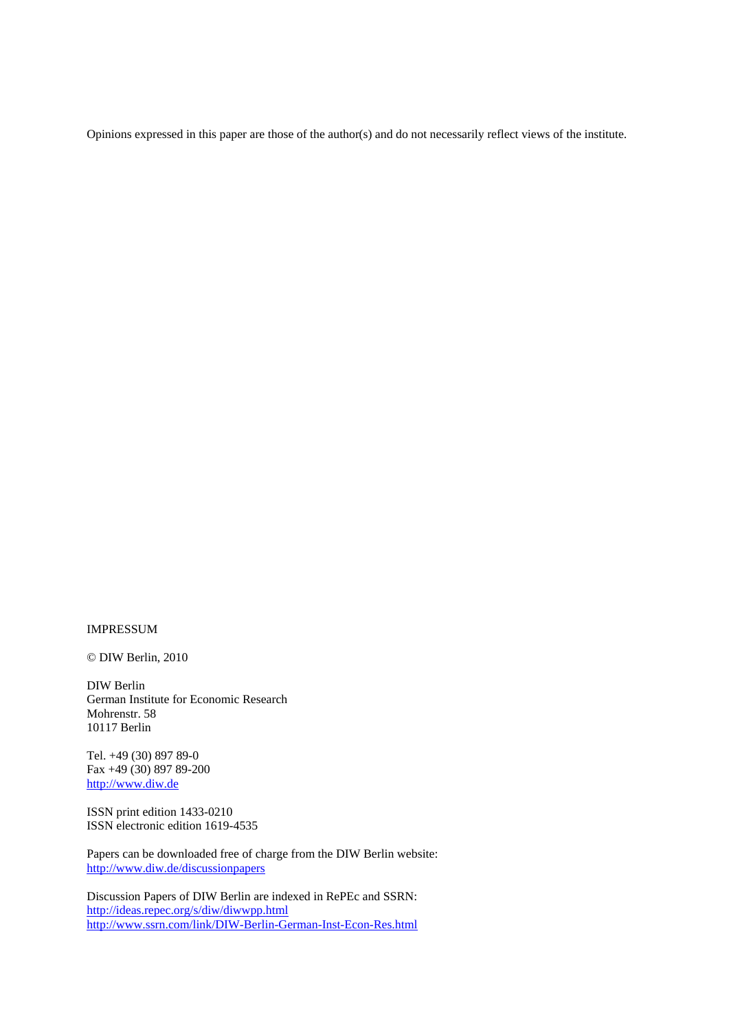Opinions expressed in this paper are those of the author(s) and do not necessarily reflect views of the institute.

IMPRESSUM

© DIW Berlin, 2010

DIW Berlin  
German Institute for Economic Research  
Mohrenstr. 58  
10117 Berlin

Tel. +49 (30) 897 89-0  
Fax +49 (30) 897 89-200  
http://www.diw.de

ISSN print edition 1433-0210  
ISSN electronic edition 1619-4535

Papers can be downloaded free of charge from the DIW Berlin website:  
http://www.diw.de/discussionpapers

Discussion Papers of DIW Berlin are indexed in RePEc and SSRN:  
http://ideas.repec.org/s/diw/diwwpp.html  
http://www.ssrn.com/link/DIW-Berlin-German-Inst-Econ-Res.html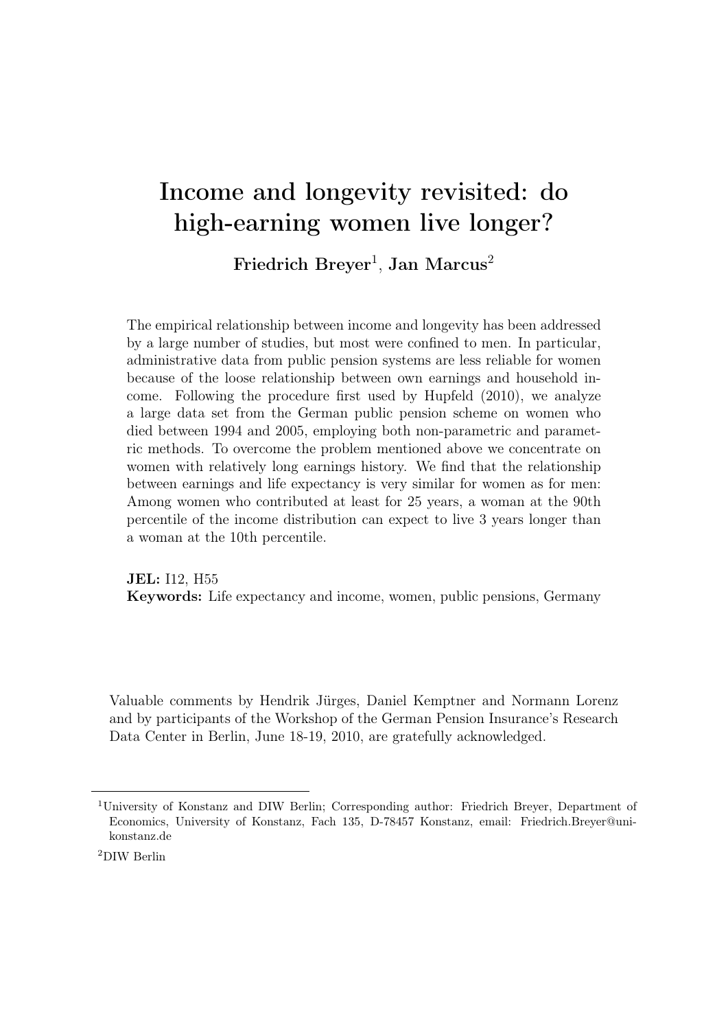# Income and longevity revisited: do high-earning women live longer?

**Friedrich Breyer**[1], **Jan Marcus**[2]

The empirical relationship between income and longevity has been addressed by a large number of studies, but most were confined to men. In particular, administrative data from public pension systems are less reliable for women because of the loose relationship between own earnings and household income. Following the procedure first used by Hupfeld (2010), we analyze a large data set from the German public pension scheme on women who died between 1994 and 2005, employing both non-parametric and parametric methods. To overcome the problem mentioned above we concentrate on women with relatively long earnings history. We find that the relationship between earnings and life expectancy is very similar for women as for men: Among women who contributed at least for 25 years, a woman at the 90th percentile of the income distribution can expect to live 3 years longer than a woman at the 10th percentile.

**JEL:** I12, H55
**Keywords:** Life expectancy and income, women, public pensions, Germany

Valuable comments by Hendrik Jürges, Daniel Kemptner and Normann Lorenz and by participants of the Workshop of the German Pension Insurance's Research Data Center in Berlin, June 18-19, 2010, are gratefully acknowledged.

---

[1]University of Konstanz and DIW Berlin; Corresponding author: Friedrich Breyer, Department of Economics, University of Konstanz, Fach 135, D-78457 Konstanz, email: Friedrich.Breyer@uni-konstanz.de

[2]DIW Berlin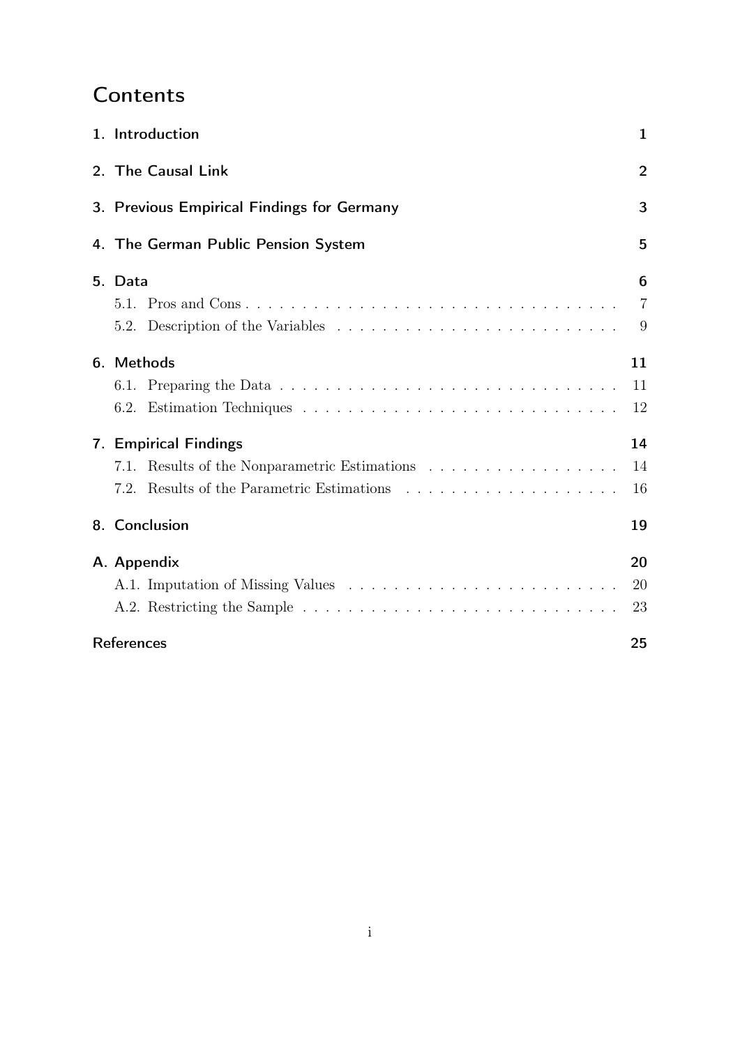# Contents

1. Introduction 1

2. The Causal Link 2

3. Previous Empirical Findings for Germany 3

4. The German Public Pension System 5

5. Data 6
   - 5.1. Pros and Cons . . . . . . . . . . . . . . . . . . . . . . . . . . . . . . . . . 7
   - 5.2. Description of the Variables . . . . . . . . . . . . . . . . . . . . . . . . . 9

6. Methods 11
   - 6.1. Preparing the Data . . . . . . . . . . . . . . . . . . . . . . . . . . . . . . 11
   - 6.2. Estimation Techniques . . . . . . . . . . . . . . . . . . . . . . . . . . . . 12

7. Empirical Findings 14
   - 7.1. Results of the Nonparametric Estimations . . . . . . . . . . . . . . . . . 14
   - 7.2. Results of the Parametric Estimations . . . . . . . . . . . . . . . . . . . 16

8. Conclusion 19

A. Appendix 20
   - A.1. Imputation of Missing Values . . . . . . . . . . . . . . . . . . . . . . . . 20
   - A.2. Restricting the Sample . . . . . . . . . . . . . . . . . . . . . . . . . . . . 23

References 25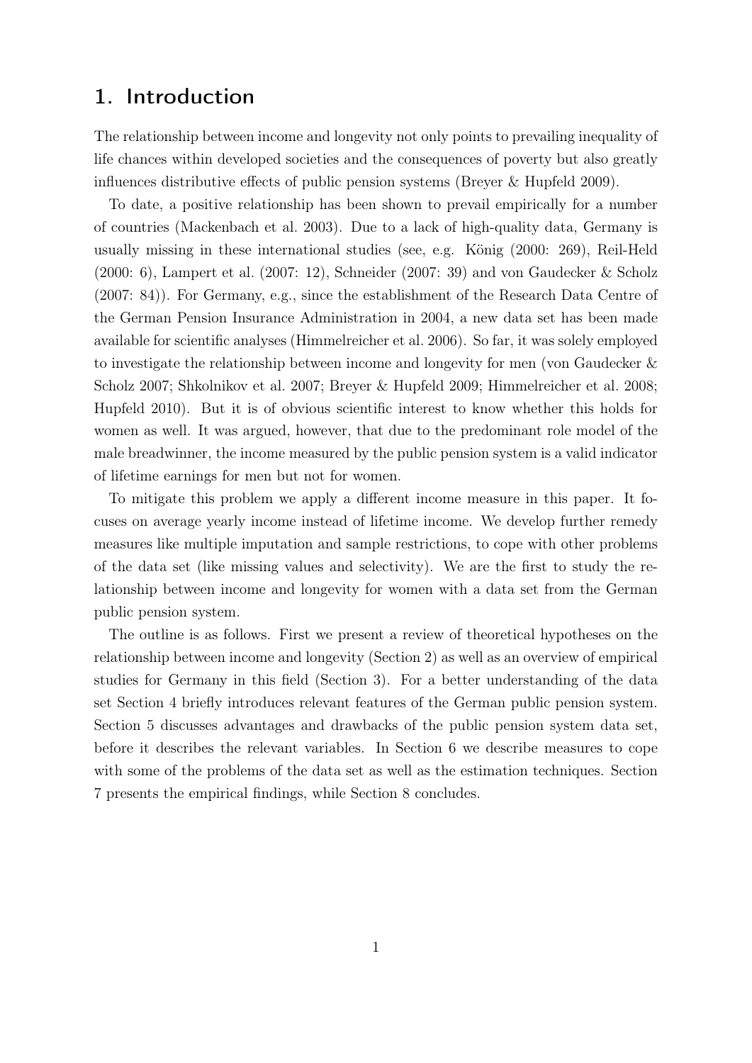# 1. Introduction

The relationship between income and longevity not only points to prevailing inequality of life chances within developed societies and the consequences of poverty but also greatly influences distributive effects of public pension systems (Breyer & Hupfeld 2009).

To date, a positive relationship has been shown to prevail empirically for a number of countries (Mackenbach et al. 2003). Due to a lack of high-quality data, Germany is usually missing in these international studies (see, e.g. König (2000: 269), Reil-Held (2000: 6), Lampert et al. (2007: 12), Schneider (2007: 39) and von Gaudecker & Scholz (2007: 84)). For Germany, e.g., since the establishment of the Research Data Centre of the German Pension Insurance Administration in 2004, a new data set has been made available for scientific analyses (Himmelreicher et al. 2006). So far, it was solely employed to investigate the relationship between income and longevity for men (von Gaudecker & Scholz 2007; Shkolnikov et al. 2007; Breyer & Hupfeld 2009; Himmelreicher et al. 2008; Hupfeld 2010). But it is of obvious scientific interest to know whether this holds for women as well. It was argued, however, that due to the predominant role model of the male breadwinner, the income measured by the public pension system is a valid indicator of lifetime earnings for men but not for women.

To mitigate this problem we apply a different income measure in this paper. It focuses on average yearly income instead of lifetime income. We develop further remedy measures like multiple imputation and sample restrictions, to cope with other problems of the data set (like missing values and selectivity). We are the first to study the relationship between income and longevity for women with a data set from the German public pension system.

The outline is as follows. First we present a review of theoretical hypotheses on the relationship between income and longevity (Section 2) as well as an overview of empirical studies for Germany in this field (Section 3). For a better understanding of the data set Section 4 briefly introduces relevant features of the German public pension system. Section 5 discusses advantages and drawbacks of the public pension system data set, before it describes the relevant variables. In Section 6 we describe measures to cope with some of the problems of the data set as well as the estimation techniques. Section 7 presents the empirical findings, while Section 8 concludes.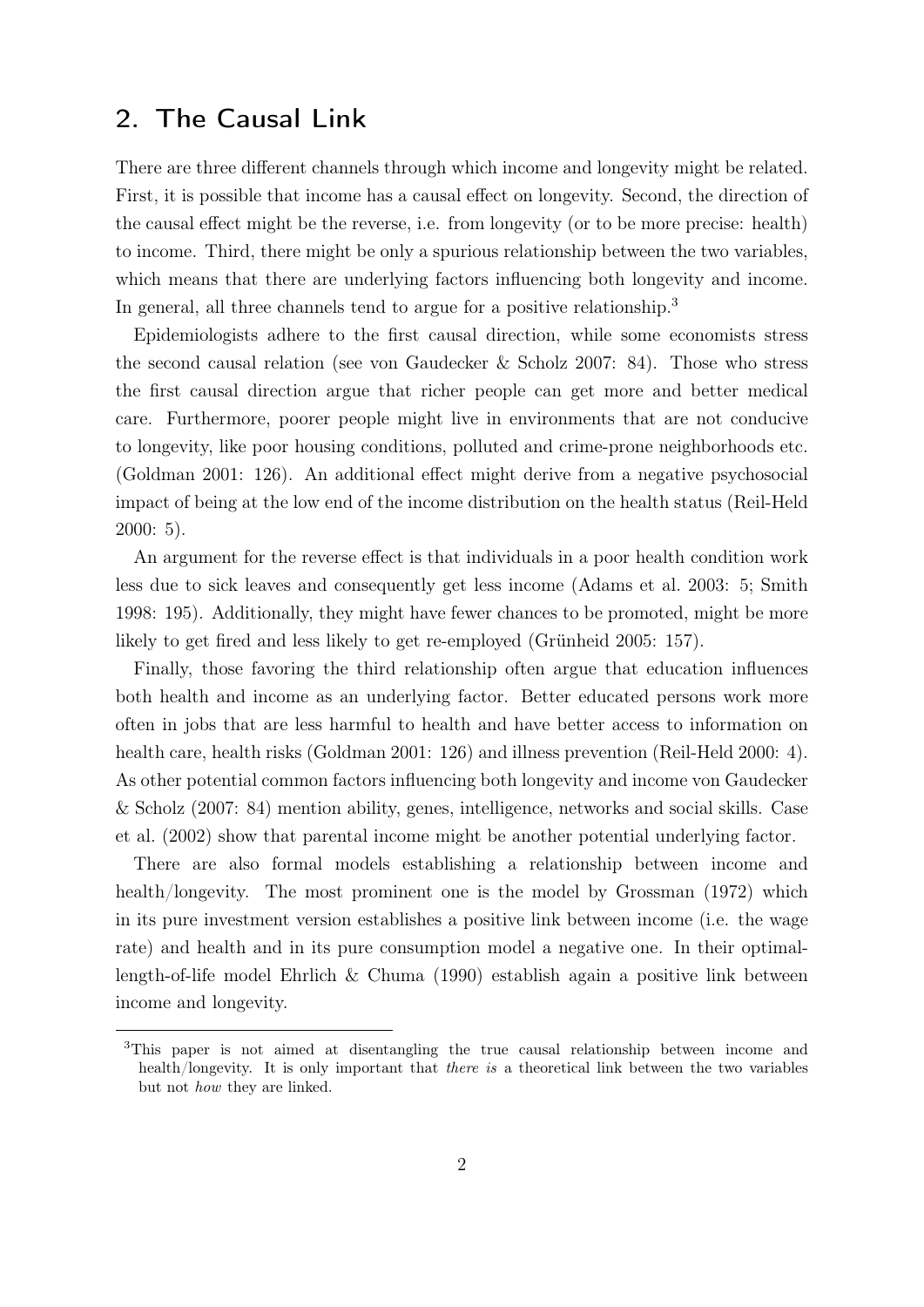## 2. The Causal Link

There are three different channels through which income and longevity might be related. First, it is possible that income has a causal effect on longevity. Second, the direction of the causal effect might be the reverse, i.e. from longevity (or to be more precise: health) to income. Third, there might be only a spurious relationship between the two variables, which means that there are underlying factors influencing both longevity and income. In general, all three channels tend to argue for a positive relationship.[3]

Epidemiologists adhere to the first causal direction, while some economists stress the second causal relation (see von Gaudecker & Scholz 2007: 84). Those who stress the first causal direction argue that richer people can get more and better medical care. Furthermore, poorer people might live in environments that are not conducive to longevity, like poor housing conditions, polluted and crime-prone neighborhoods etc. (Goldman 2001: 126). An additional effect might derive from a negative psychosocial impact of being at the low end of the income distribution on the health status (Reil-Held 2000: 5).

An argument for the reverse effect is that individuals in a poor health condition work less due to sick leaves and consequently get less income (Adams et al. 2003: 5; Smith 1998: 195). Additionally, they might have fewer chances to be promoted, might be more likely to get fired and less likely to get re-employed (Grünheid 2005: 157).

Finally, those favoring the third relationship often argue that education influences both health and income as an underlying factor. Better educated persons work more often in jobs that are less harmful to health and have better access to information on health care, health risks (Goldman 2001: 126) and illness prevention (Reil-Held 2000: 4). As other potential common factors influencing both longevity and income von Gaudecker & Scholz (2007: 84) mention ability, genes, intelligence, networks and social skills. Case et al. (2002) show that parental income might be another potential underlying factor.

There are also formal models establishing a relationship between income and health/longevity. The most prominent one is the model by Grossman (1972) which in its pure investment version establishes a positive link between income (i.e. the wage rate) and health and in its pure consumption model a negative one. In their optimal-length-of-life model Ehrlich & Chuma (1990) establish again a positive link between income and longevity.

[3]This paper is not aimed at disentangling the true causal relationship between income and health/longevity. It is only important that *there is* a theoretical link between the two variables but not *how* they are linked.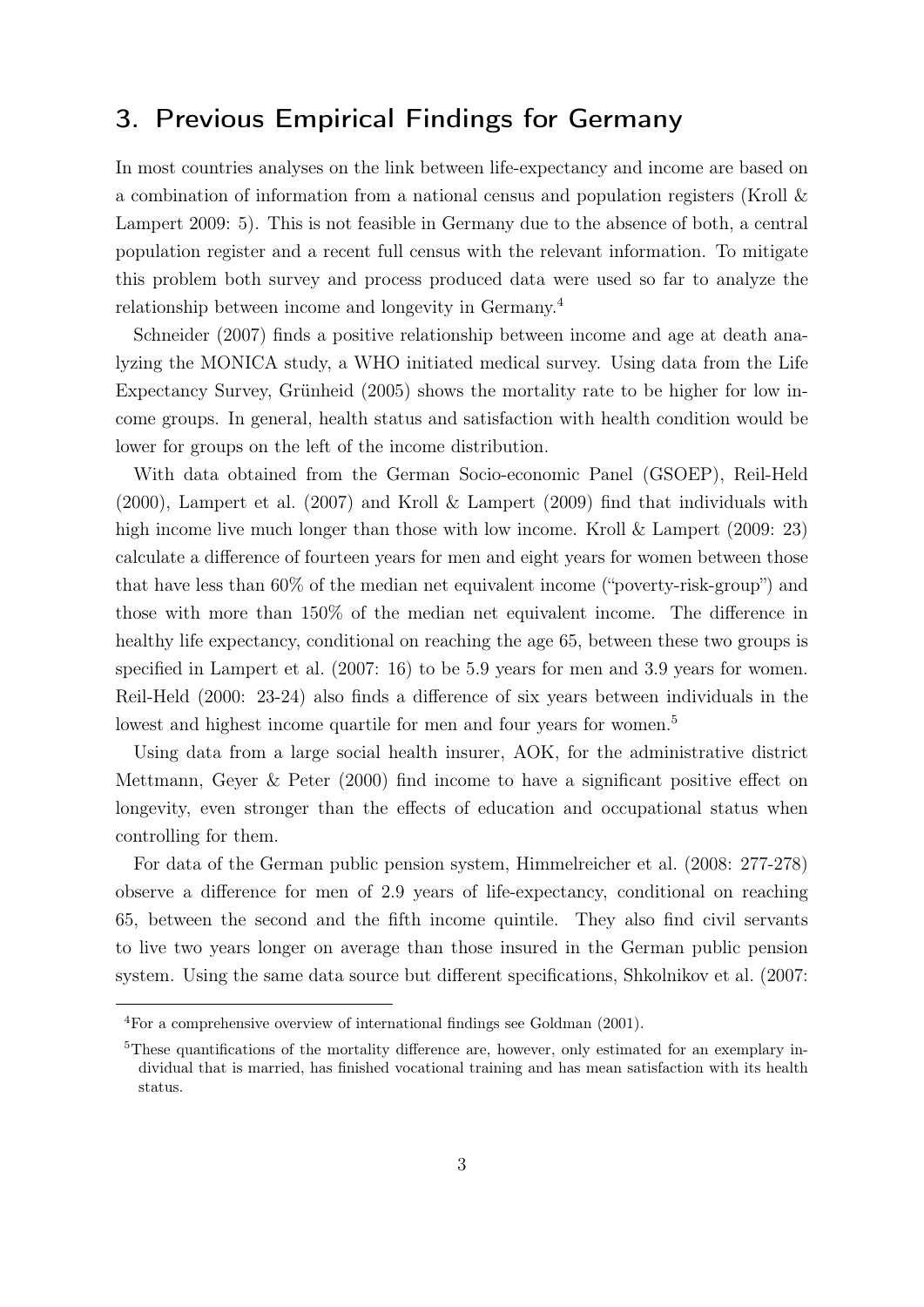## 3. Previous Empirical Findings for Germany

In most countries analyses on the link between life-expectancy and income are based on a combination of information from a national census and population registers (Kroll & Lampert 2009: 5). This is not feasible in Germany due to the absence of both, a central population register and a recent full census with the relevant information. To mitigate this problem both survey and process produced data were used so far to analyze the relationship between income and longevity in Germany.[4]

Schneider (2007) finds a positive relationship between income and age at death analyzing the MONICA study, a WHO initiated medical survey. Using data from the Life Expectancy Survey, Grünheid (2005) shows the mortality rate to be higher for low income groups. In general, health status and satisfaction with health condition would be lower for groups on the left of the income distribution.

With data obtained from the German Socio-economic Panel (GSOEP), Reil-Held (2000), Lampert et al. (2007) and Kroll & Lampert (2009) find that individuals with high income live much longer than those with low income. Kroll & Lampert (2009: 23) calculate a difference of fourteen years for men and eight years for women between those that have less than 60% of the median net equivalent income ("poverty-risk-group") and those with more than 150% of the median net equivalent income. The difference in healthy life expectancy, conditional on reaching the age 65, between these two groups is specified in Lampert et al. (2007: 16) to be 5.9 years for men and 3.9 years for women. Reil-Held (2000: 23-24) also finds a difference of six years between individuals in the lowest and highest income quartile for men and four years for women.[5]

Using data from a large social health insurer, AOK, for the administrative district Mettmann, Geyer & Peter (2000) find income to have a significant positive effect on longevity, even stronger than the effects of education and occupational status when controlling for them.

For data of the German public pension system, Himmelreicher et al. (2008: 277-278) observe a difference for men of 2.9 years of life-expectancy, conditional on reaching 65, between the second and the fifth income quintile. They also find civil servants to live two years longer on average than those insured in the German public pension system. Using the same data source but different specifications, Shkolnikov et al. (2007:

[4] For a comprehensive overview of international findings see Goldman (2001).

[5] These quantifications of the mortality difference are, however, only estimated for an exemplary individual that is married, has finished vocational training and has mean satisfaction with its health status.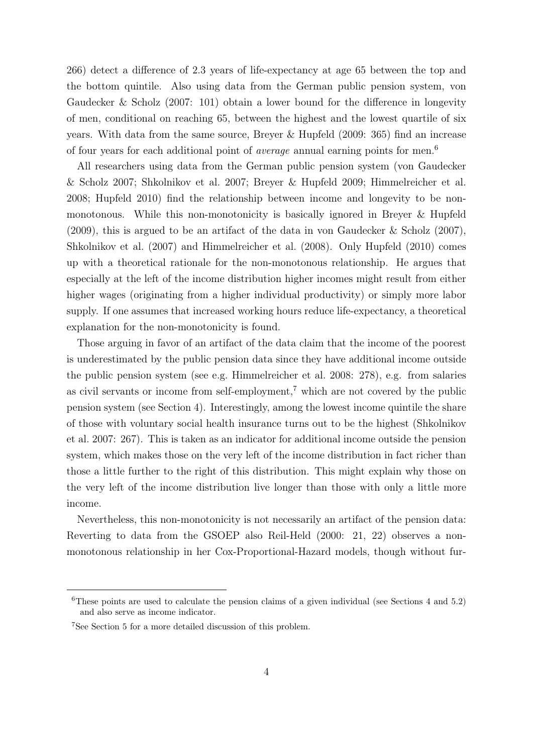266) detect a difference of 2.3 years of life-expectancy at age 65 between the top and the bottom quintile. Also using data from the German public pension system, von Gaudecker & Scholz (2007: 101) obtain a lower bound for the difference in longevity of men, conditional on reaching 65, between the highest and the lowest quartile of six years. With data from the same source, Breyer & Hupfeld (2009: 365) find an increase of four years for each additional point of *average* annual earning points for men.[6]

All researchers using data from the German public pension system (von Gaudecker & Scholz 2007; Shkolnikov et al. 2007; Breyer & Hupfeld 2009; Himmelreicher et al. 2008; Hupfeld 2010) find the relationship between income and longevity to be non-monotonous. While this non-monotonicity is basically ignored in Breyer & Hupfeld (2009), this is argued to be an artifact of the data in von Gaudecker & Scholz (2007), Shkolnikov et al. (2007) and Himmelreicher et al. (2008). Only Hupfeld (2010) comes up with a theoretical rationale for the non-monotonous relationship. He argues that especially at the left of the income distribution higher incomes might result from either higher wages (originating from a higher individual productivity) or simply more labor supply. If one assumes that increased working hours reduce life-expectancy, a theoretical explanation for the non-monotonicity is found.

Those arguing in favor of an artifact of the data claim that the income of the poorest is underestimated by the public pension data since they have additional income outside the public pension system (see e.g. Himmelreicher et al. 2008: 278), e.g. from salaries as civil servants or income from self-employment,[7] which are not covered by the public pension system (see Section 4). Interestingly, among the lowest income quintile the share of those with voluntary social health insurance turns out to be the highest (Shkolnikov et al. 2007: 267). This is taken as an indicator for additional income outside the pension system, which makes those on the very left of the income distribution in fact richer than those a little further to the right of this distribution. This might explain why those on the very left of the income distribution live longer than those with only a little more income.

Nevertheless, this non-monotonicity is not necessarily an artifact of the pension data: Reverting to data from the GSOEP also Reil-Held (2000: 21, 22) observes a non-monotonous relationship in her Cox-Proportional-Hazard models, though without fur-

[6] These points are used to calculate the pension claims of a given individual (see Sections 4 and 5.2) and also serve as income indicator.

[7] See Section 5 for a more detailed discussion of this problem.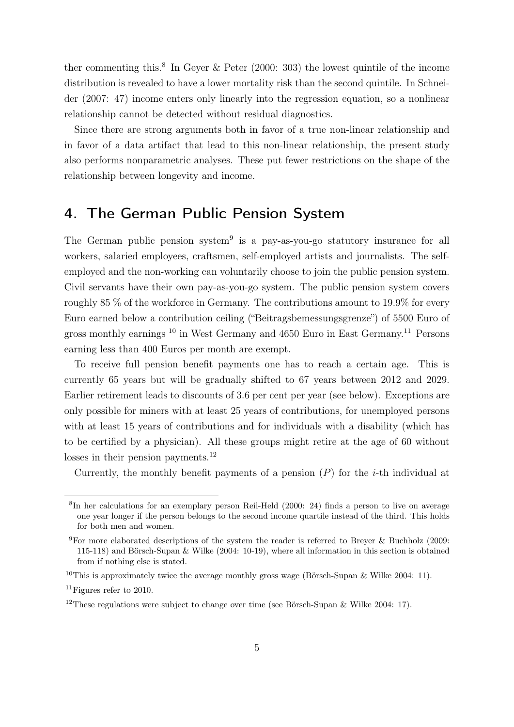ther commenting this.[8] In Geyer & Peter (2000: 303) the lowest quintile of the income distribution is revealed to have a lower mortality risk than the second quintile. In Schneider (2007: 47) income enters only linearly into the regression equation, so a nonlinear relationship cannot be detected without residual diagnostics.

Since there are strong arguments both in favor of a true non-linear relationship and in favor of a data artifact that lead to this non-linear relationship, the present study also performs nonparametric analyses. These put fewer restrictions on the shape of the relationship between longevity and income.

## 4. The German Public Pension System

The German public pension system[9] is a pay-as-you-go statutory insurance for all workers, salaried employees, craftsmen, self-employed artists and journalists. The self-employed and the non-working can voluntarily choose to join the public pension system. Civil servants have their own pay-as-you-go system. The public pension system covers roughly 85 % of the workforce in Germany. The contributions amount to 19.9% for every Euro earned below a contribution ceiling ("Beitragsbemessungsgrenze") of 5500 Euro of gross monthly earnings [10] in West Germany and 4650 Euro in East Germany.[11] Persons earning less than 400 Euros per month are exempt.

To receive full pension benefit payments one has to reach a certain age. This is currently 65 years but will be gradually shifted to 67 years between 2012 and 2029. Earlier retirement leads to discounts of 3.6 per cent per year (see below). Exceptions are only possible for miners with at least 25 years of contributions, for unemployed persons with at least 15 years of contributions and for individuals with a disability (which has to be certified by a physician). All these groups might retire at the age of 60 without losses in their pension payments.[12]

Currently, the monthly benefit payments of a pension ($P$) for the $i$-th individual at

---

[8] In her calculations for an exemplary person Reil-Held (2000: 24) finds a person to live on average one year longer if the person belongs to the second income quartile instead of the third. This holds for both men and women.

[9] For more elaborated descriptions of the system the reader is referred to Breyer & Buchholz (2009: 115-118) and Börsch-Supan & Wilke (2004: 10-19), where all information in this section is obtained from if nothing else is stated.

[10] This is approximately twice the average monthly gross wage (Börsch-Supan & Wilke 2004: 11).

[11] Figures refer to 2010.

[12] These regulations were subject to change over time (see Börsch-Supan & Wilke 2004: 17).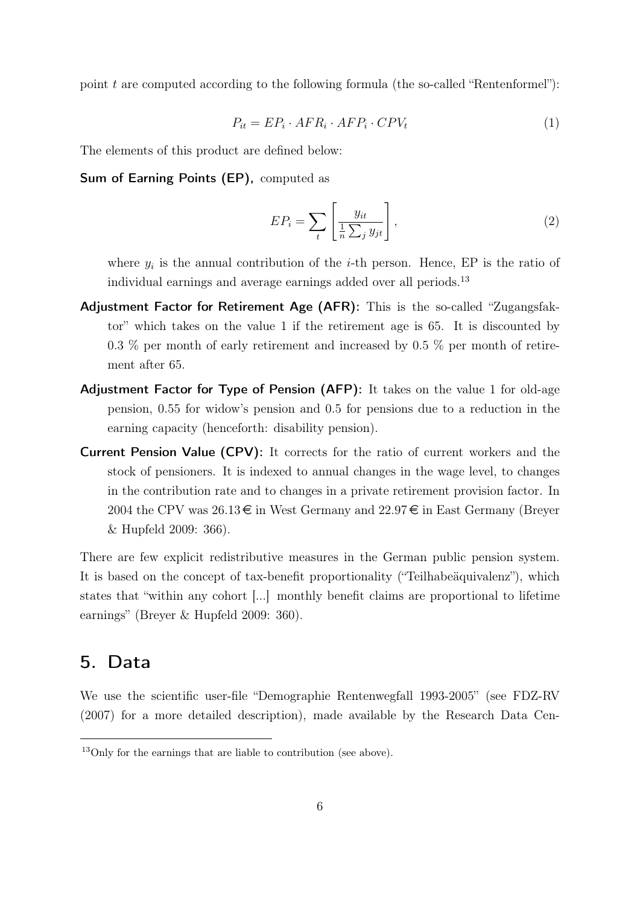point $t$ are computed according to the following formula (the so-called "Rentenformel"):

$$P_{it} = EP_i \cdot AFR_i \cdot AFP_i \cdot CPV_t \tag{1}$$

The elements of this product are defined below:

**Sum of Earning Points (EP),** computed as

$$EP_i = \sum_t \left[ \frac{y_{it}}{\frac{1}{n} \sum_j y_{jt}} \right], \tag{2}$$

where $y_i$ is the annual contribution of the $i$-th person. Hence, EP is the ratio of individual earnings and average earnings added over all periods.[13]

**Adjustment Factor for Retirement Age (AFR):** This is the so-called "Zugangsfaktor" which takes on the value 1 if the retirement age is 65. It is discounted by 0.3 % per month of early retirement and increased by 0.5 % per month of retirement after 65.

**Adjustment Factor for Type of Pension (AFP):** It takes on the value 1 for old-age pension, 0.55 for widow's pension and 0.5 for pensions due to a reduction in the earning capacity (henceforth: disability pension).

**Current Pension Value (CPV):** It corrects for the ratio of current workers and the stock of pensioners. It is indexed to annual changes in the wage level, to changes in the contribution rate and to changes in a private retirement provision factor. In 2004 the CPV was 26.13 € in West Germany and 22.97 € in East Germany (Breyer & Hupfeld 2009: 366).

There are few explicit redistributive measures in the German public pension system. It is based on the concept of tax-benefit proportionality ("Teilhabeäquivalenz"), which states that "within any cohort [...] monthly benefit claims are proportional to lifetime earnings" (Breyer & Hupfeld 2009: 360).

## 5. Data

We use the scientific user-file "Demographie Rentenwegfall 1993-2005" (see FDZ-RV (2007) for a more detailed description), made available by the Research Data Cen-

[13] Only for the earnings that are liable to contribution (see above).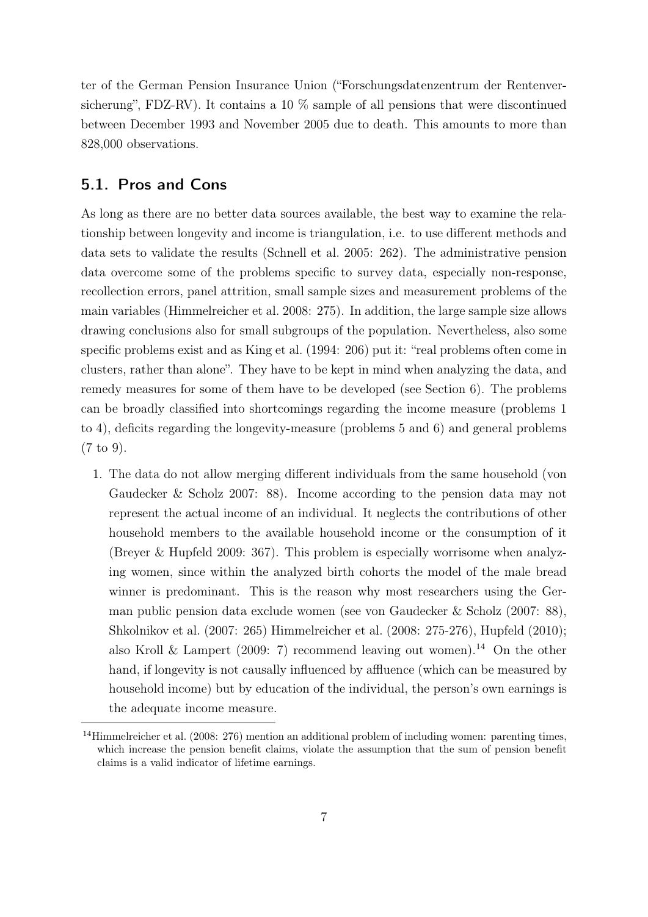ter of the German Pension Insurance Union ("Forschungsdatenzentrum der Rentenversicherung", FDZ-RV). It contains a 10 % sample of all pensions that were discontinued between December 1993 and November 2005 due to death. This amounts to more than 828,000 observations.

## 5.1. Pros and Cons

As long as there are no better data sources available, the best way to examine the relationship between longevity and income is triangulation, i.e. to use different methods and data sets to validate the results (Schnell et al. 2005: 262). The administrative pension data overcome some of the problems specific to survey data, especially non-response, recollection errors, panel attrition, small sample sizes and measurement problems of the main variables (Himmelreicher et al. 2008: 275). In addition, the large sample size allows drawing conclusions also for small subgroups of the population. Nevertheless, also some specific problems exist and as King et al. (1994: 206) put it: "real problems often come in clusters, rather than alone". They have to be kept in mind when analyzing the data, and remedy measures for some of them have to be developed (see Section 6). The problems can be broadly classified into shortcomings regarding the income measure (problems 1 to 4), deficits regarding the longevity-measure (problems 5 and 6) and general problems (7 to 9).

1. The data do not allow merging different individuals from the same household (von Gaudecker & Scholz 2007: 88). Income according to the pension data may not represent the actual income of an individual. It neglects the contributions of other household members to the available household income or the consumption of it (Breyer & Hupfeld 2009: 367). This problem is especially worrisome when analyzing women, since within the analyzed birth cohorts the model of the male bread winner is predominant. This is the reason why most researchers using the German public pension data exclude women (see von Gaudecker & Scholz (2007: 88), Shkolnikov et al. (2007: 265) Himmelreicher et al. (2008: 275-276), Hupfeld (2010); also Kroll & Lampert (2009: 7) recommend leaving out women).[14] On the other hand, if longevity is not causally influenced by affluence (which can be measured by household income) but by education of the individual, the person's own earnings is the adequate income measure.

[14] Himmelreicher et al. (2008: 276) mention an additional problem of including women: parenting times, which increase the pension benefit claims, violate the assumption that the sum of pension benefit claims is a valid indicator of lifetime earnings.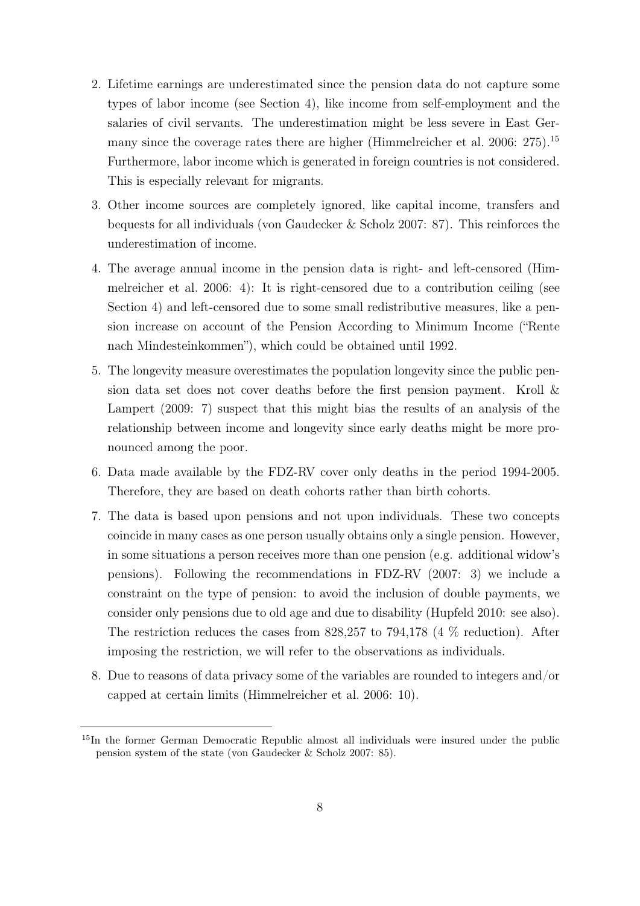2. Lifetime earnings are underestimated since the pension data do not capture some types of labor income (see Section 4), like income from self-employment and the salaries of civil servants. The underestimation might be less severe in East Germany since the coverage rates there are higher (Himmelreicher et al. 2006: 275).[15] Furthermore, labor income which is generated in foreign countries is not considered. This is especially relevant for migrants.

3. Other income sources are completely ignored, like capital income, transfers and bequests for all individuals (von Gaudecker & Scholz 2007: 87). This reinforces the underestimation of income.

4. The average annual income in the pension data is right- and left-censored (Himmelreicher et al. 2006: 4): It is right-censored due to a contribution ceiling (see Section 4) and left-censored due to some small redistributive measures, like a pension increase on account of the Pension According to Minimum Income ("Rente nach Mindesteinkommen"), which could be obtained until 1992.

5. The longevity measure overestimates the population longevity since the public pension data set does not cover deaths before the first pension payment. Kroll & Lampert (2009: 7) suspect that this might bias the results of an analysis of the relationship between income and longevity since early deaths might be more pronounced among the poor.

6. Data made available by the FDZ-RV cover only deaths in the period 1994-2005. Therefore, they are based on death cohorts rather than birth cohorts.

7. The data is based upon pensions and not upon individuals. These two concepts coincide in many cases as one person usually obtains only a single pension. However, in some situations a person receives more than one pension (e.g. additional widow's pensions). Following the recommendations in FDZ-RV (2007: 3) we include a constraint on the type of pension: to avoid the inclusion of double payments, we consider only pensions due to old age and due to disability (Hupfeld 2010: see also). The restriction reduces the cases from 828,257 to 794,178 (4 % reduction). After imposing the restriction, we will refer to the observations as individuals.

8. Due to reasons of data privacy some of the variables are rounded to integers and/or capped at certain limits (Himmelreicher et al. 2006: 10).

[15] In the former German Democratic Republic almost all individuals were insured under the public pension system of the state (von Gaudecker & Scholz 2007: 85).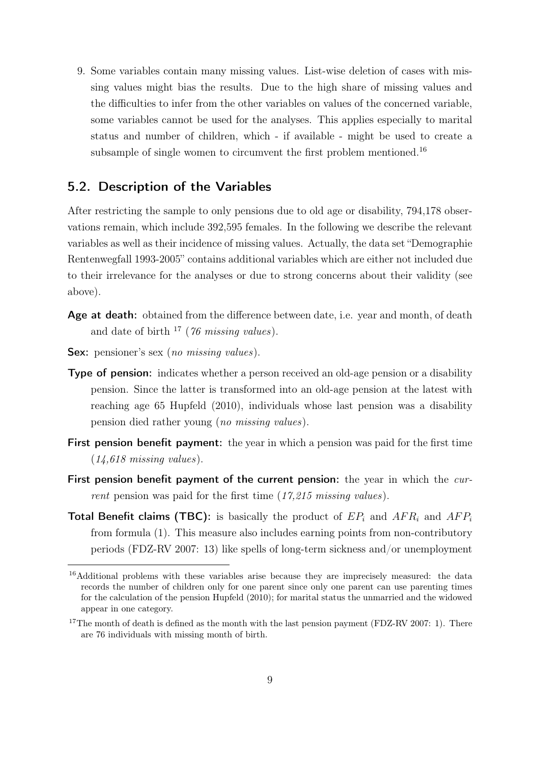9. Some variables contain many missing values. List-wise deletion of cases with missing values might bias the results. Due to the high share of missing values and the difficulties to infer from the other variables on values of the concerned variable, some variables cannot be used for the analyses. This applies especially to marital status and number of children, which - if available - might be used to create a subsample of single women to circumvent the first problem mentioned.[16]

## 5.2. Description of the Variables

After restricting the sample to only pensions due to old age or disability, 794,178 observations remain, which include 392,595 females. In the following we describe the relevant variables as well as their incidence of missing values. Actually, the data set "Demographie Rentenwegfall 1993-2005" contains additional variables which are either not included due to their irrelevance for the analyses or due to strong concerns about their validity (see above).

**Age at death:** obtained from the difference between date, i.e. year and month, of death and date of birth [17] (*76 missing values*).

**Sex:** pensioner's sex (*no missing values*).

**Type of pension:** indicates whether a person received an old-age pension or a disability pension. Since the latter is transformed into an old-age pension at the latest with reaching age 65 Hupfeld (2010), individuals whose last pension was a disability pension died rather young (*no missing values*).

**First pension benefit payment:** the year in which a pension was paid for the first time (*14,618 missing values*).

**First pension benefit payment of the current pension:** the year in which the *current* pension was paid for the first time (*17,215 missing values*).

**Total Benefit claims (TBC):** is basically the product of $EP_i$ and $AFR_i$ and $AFP_i$ from formula (1). This measure also includes earning points from non-contributory periods (FDZ-RV 2007: 13) like spells of long-term sickness and/or unemployment

[16] Additional problems with these variables arise because they are imprecisely measured: the data records the number of children only for one parent since only one parent can use parenting times for the calculation of the pension Hupfeld (2010); for marital status the unmarried and the widowed appear in one category.

[17] The month of death is defined as the month with the last pension payment (FDZ-RV 2007: 1). There are 76 individuals with missing month of birth.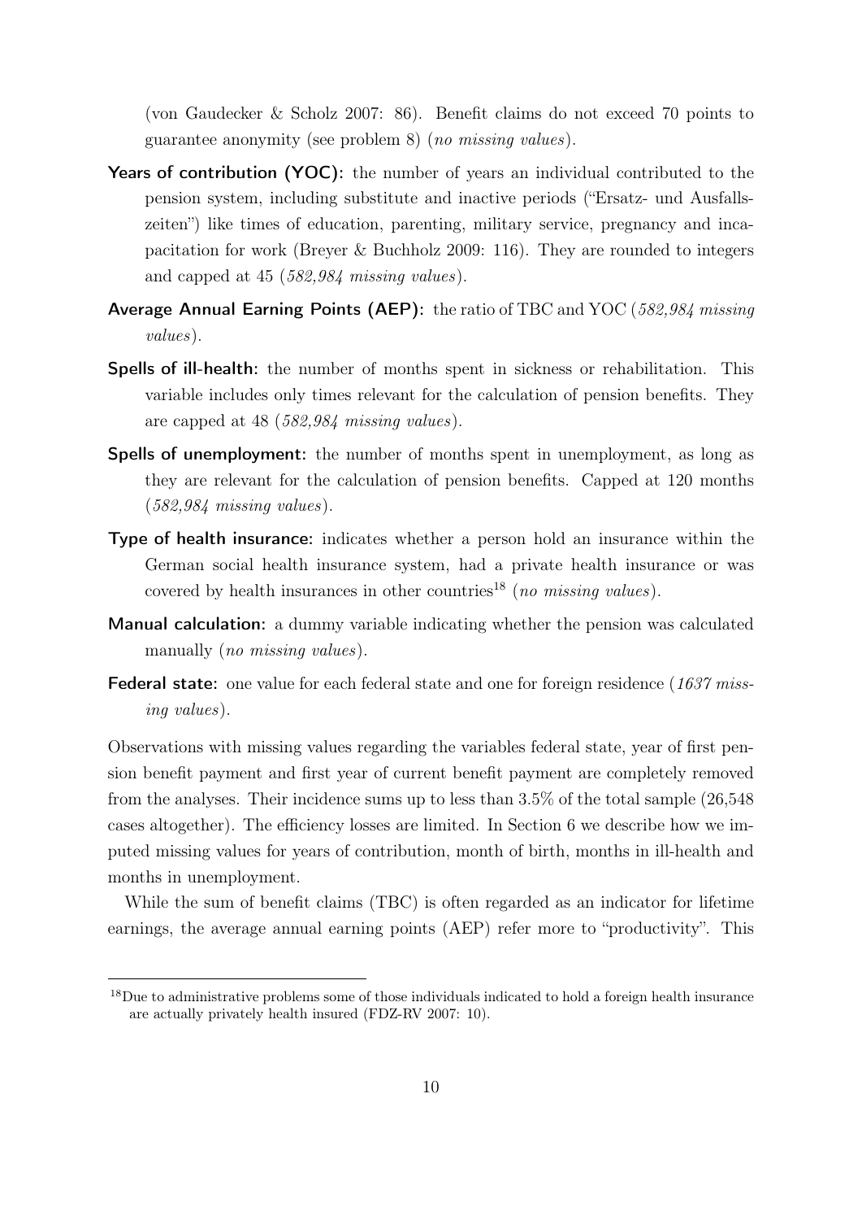(von Gaudecker & Scholz 2007: 86). Benefit claims do not exceed 70 points to guarantee anonymity (see problem 8) (*no missing values*).

**Years of contribution (YOC):** the number of years an individual contributed to the pension system, including substitute and inactive periods ("Ersatz- und Ausfallszeiten") like times of education, parenting, military service, pregnancy and incapacitation for work (Breyer & Buchholz 2009: 116). They are rounded to integers and capped at 45 (*582,984 missing values*).

**Average Annual Earning Points (AEP):** the ratio of TBC and YOC (*582,984 missing values*).

**Spells of ill-health:** the number of months spent in sickness or rehabilitation. This variable includes only times relevant for the calculation of pension benefits. They are capped at 48 (*582,984 missing values*).

**Spells of unemployment:** the number of months spent in unemployment, as long as they are relevant for the calculation of pension benefits. Capped at 120 months (*582,984 missing values*).

**Type of health insurance:** indicates whether a person hold an insurance within the German social health insurance system, had a private health insurance or was covered by health insurances in other countries[18] (*no missing values*).

**Manual calculation:** a dummy variable indicating whether the pension was calculated manually (*no missing values*).

**Federal state:** one value for each federal state and one for foreign residence (*1637 missing values*).

Observations with missing values regarding the variables federal state, year of first pension benefit payment and first year of current benefit payment are completely removed from the analyses. Their incidence sums up to less than 3.5% of the total sample (26,548 cases altogether). The efficiency losses are limited. In Section 6 we describe how we imputed missing values for years of contribution, month of birth, months in ill-health and months in unemployment.

While the sum of benefit claims (TBC) is often regarded as an indicator for lifetime earnings, the average annual earning points (AEP) refer more to "productivity". This

[18] Due to administrative problems some of those individuals indicated to hold a foreign health insurance are actually privately health insured (FDZ-RV 2007: 10).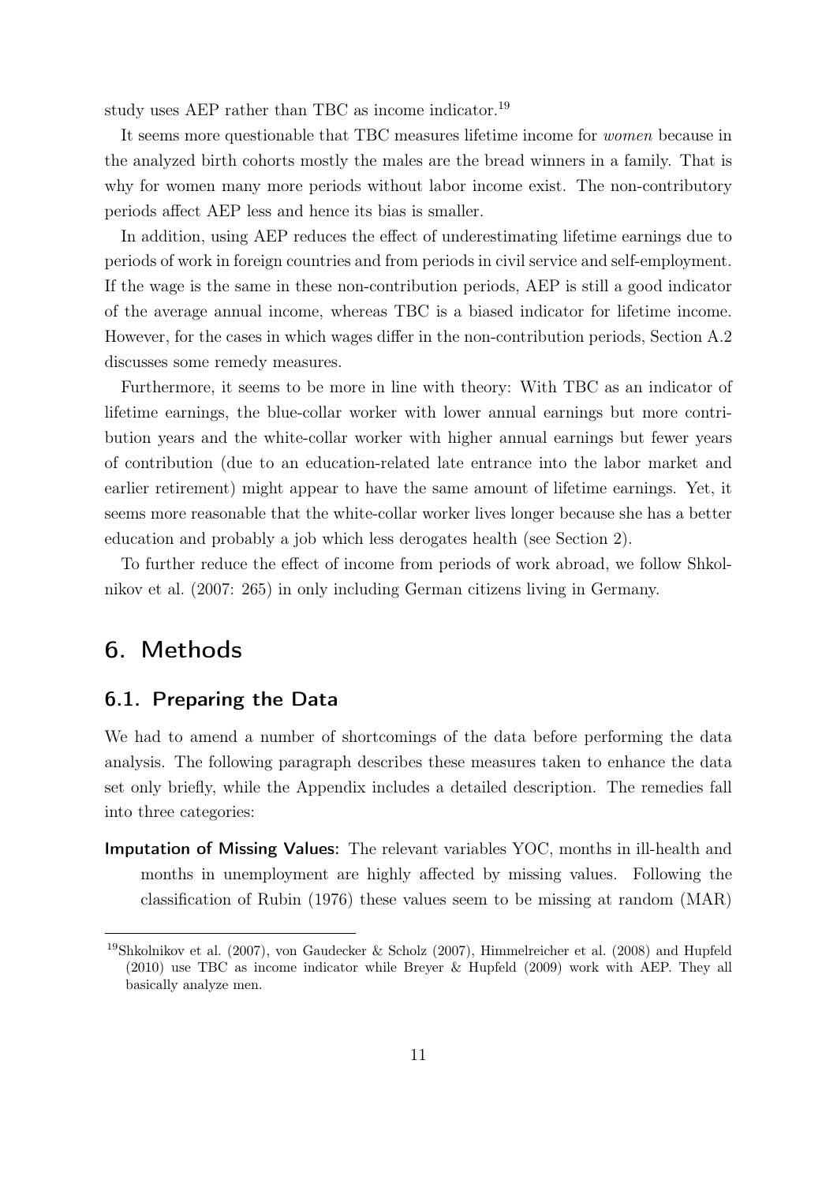study uses AEP rather than TBC as income indicator.[19]

It seems more questionable that TBC measures lifetime income for *women* because in the analyzed birth cohorts mostly the males are the bread winners in a family. That is why for women many more periods without labor income exist. The non-contributory periods affect AEP less and hence its bias is smaller.

In addition, using AEP reduces the effect of underestimating lifetime earnings due to periods of work in foreign countries and from periods in civil service and self-employment. If the wage is the same in these non-contribution periods, AEP is still a good indicator of the average annual income, whereas TBC is a biased indicator for lifetime income. However, for the cases in which wages differ in the non-contribution periods, Section A.2 discusses some remedy measures.

Furthermore, it seems to be more in line with theory: With TBC as an indicator of lifetime earnings, the blue-collar worker with lower annual earnings but more contribution years and the white-collar worker with higher annual earnings but fewer years of contribution (due to an education-related late entrance into the labor market and earlier retirement) might appear to have the same amount of lifetime earnings. Yet, it seems more reasonable that the white-collar worker lives longer because she has a better education and probably a job which less derogates health (see Section 2).

To further reduce the effect of income from periods of work abroad, we follow Shkolnikov et al. (2007: 265) in only including German citizens living in Germany.

# 6. Methods

## 6.1. Preparing the Data

We had to amend a number of shortcomings of the data before performing the data analysis. The following paragraph describes these measures taken to enhance the data set only briefly, while the Appendix includes a detailed description. The remedies fall into three categories:

**Imputation of Missing Values:** The relevant variables YOC, months in ill-health and months in unemployment are highly affected by missing values. Following the classification of Rubin (1976) these values seem to be missing at random (MAR)

[19] Shkolnikov et al. (2007), von Gaudecker & Scholz (2007), Himmelreicher et al. (2008) and Hupfeld (2010) use TBC as income indicator while Breyer & Hupfeld (2009) work with AEP. They all basically analyze men.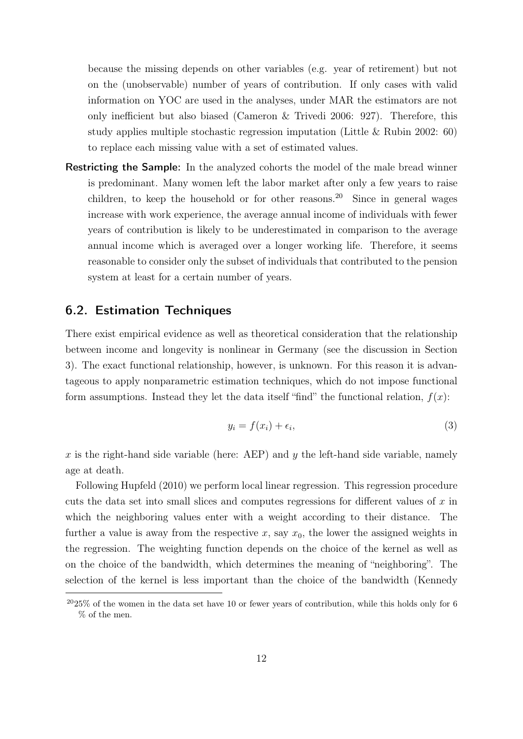because the missing depends on other variables (e.g. year of retirement) but not on the (unobservable) number of years of contribution. If only cases with valid information on YOC are used in the analyses, under MAR the estimators are not only inefficient but also biased (Cameron & Trivedi 2006: 927). Therefore, this study applies multiple stochastic regression imputation (Little & Rubin 2002: 60) to replace each missing value with a set of estimated values.

**Restricting the Sample:** In the analyzed cohorts the model of the male bread winner is predominant. Many women left the labor market after only a few years to raise children, to keep the household or for other reasons.[20] Since in general wages increase with work experience, the average annual income of individuals with fewer years of contribution is likely to be underestimated in comparison to the average annual income which is averaged over a longer working life. Therefore, it seems reasonable to consider only the subset of individuals that contributed to the pension system at least for a certain number of years.

## 6.2. Estimation Techniques

There exist empirical evidence as well as theoretical consideration that the relationship between income and longevity is nonlinear in Germany (see the discussion in Section 3). The exact functional relationship, however, is unknown. For this reason it is advantageous to apply nonparametric estimation techniques, which do not impose functional form assumptions. Instead they let the data itself "find" the functional relation, $f(x)$:

$$y_i = f(x_i) + \epsilon_i, \tag{3}$$

$x$ is the right-hand side variable (here: AEP) and $y$ the left-hand side variable, namely age at death.

Following Hupfeld (2010) we perform local linear regression. This regression procedure cuts the data set into small slices and computes regressions for different values of $x$ in which the neighboring values enter with a weight according to their distance. The further a value is away from the respective $x$, say $x_0$, the lower the assigned weights in the regression. The weighting function depends on the choice of the kernel as well as on the choice of the bandwidth, which determines the meaning of "neighboring". The selection of the kernel is less important than the choice of the bandwidth (Kennedy

[20] 25% of the women in the data set have 10 or fewer years of contribution, while this holds only for 6 % of the men.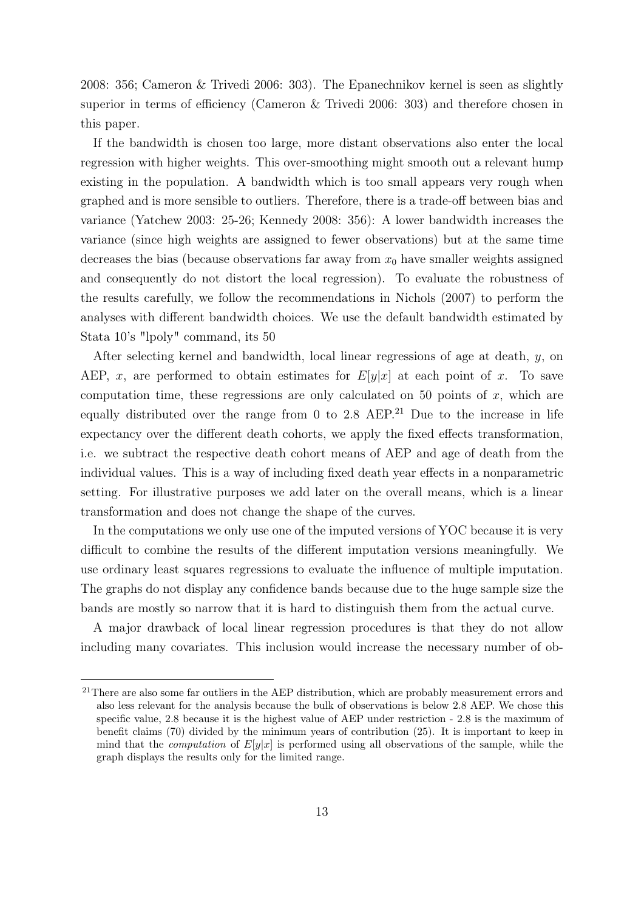2008: 356; Cameron & Trivedi 2006: 303). The Epanechnikov kernel is seen as slightly superior in terms of efficiency (Cameron & Trivedi 2006: 303) and therefore chosen in this paper.

If the bandwidth is chosen too large, more distant observations also enter the local regression with higher weights. This over-smoothing might smooth out a relevant hump existing in the population. A bandwidth which is too small appears very rough when graphed and is more sensible to outliers. Therefore, there is a trade-off between bias and variance (Yatchew 2003: 25-26; Kennedy 2008: 356): A lower bandwidth increases the variance (since high weights are assigned to fewer observations) but at the same time decreases the bias (because observations far away from $x_0$ have smaller weights assigned and consequently do not distort the local regression). To evaluate the robustness of the results carefully, we follow the recommendations in Nichols (2007) to perform the analyses with different bandwidth choices. We use the default bandwidth estimated by Stata 10's "lpoly" command, its 50

After selecting kernel and bandwidth, local linear regressions of age at death, $y$, on AEP, $x$, are performed to obtain estimates for $E[y|x]$ at each point of $x$. To save computation time, these regressions are only calculated on 50 points of $x$, which are equally distributed over the range from 0 to 2.8 AEP.[21] Due to the increase in life expectancy over the different death cohorts, we apply the fixed effects transformation, i.e. we subtract the respective death cohort means of AEP and age of death from the individual values. This is a way of including fixed death year effects in a nonparametric setting. For illustrative purposes we add later on the overall means, which is a linear transformation and does not change the shape of the curves.

In the computations we only use one of the imputed versions of YOC because it is very difficult to combine the results of the different imputation versions meaningfully. We use ordinary least squares regressions to evaluate the influence of multiple imputation. The graphs do not display any confidence bands because due to the huge sample size the bands are mostly so narrow that it is hard to distinguish them from the actual curve.

A major drawback of local linear regression procedures is that they do not allow including many covariates. This inclusion would increase the necessary number of ob-

[21] There are also some far outliers in the AEP distribution, which are probably measurement errors and also less relevant for the analysis because the bulk of observations is below 2.8 AEP. We chose this specific value, 2.8 because it is the highest value of AEP under restriction - 2.8 is the maximum of benefit claims (70) divided by the minimum years of contribution (25). It is important to keep in mind that the *computation* of $E[y|x]$ is performed using all observations of the sample, while the graph displays the results only for the limited range.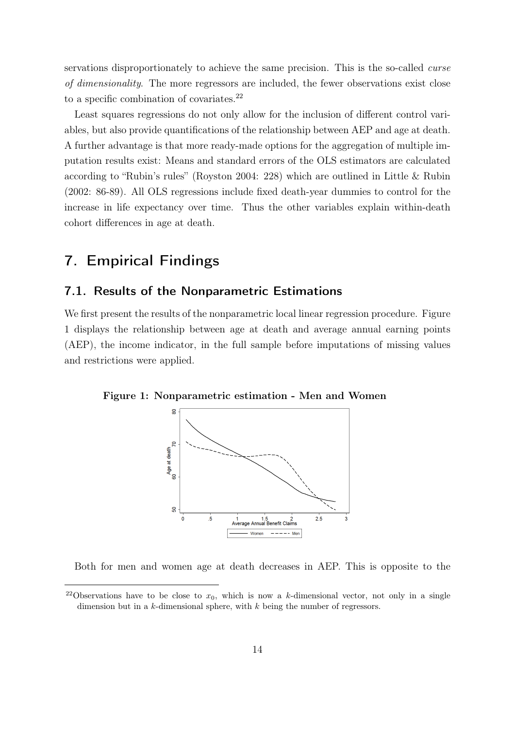servations disproportionately to achieve the same precision. This is the so-called *curse of dimensionality*. The more regressors are included, the fewer observations exist close to a specific combination of covariates.[22]

Least squares regressions do not only allow for the inclusion of different control variables, but also provide quantifications of the relationship between AEP and age at death. A further advantage is that more ready-made options for the aggregation of multiple imputation results exist: Means and standard errors of the OLS estimators are calculated according to "Rubin's rules" (Royston 2004: 228) which are outlined in Little & Rubin (2002: 86-89). All OLS regressions include fixed death-year dummies to control for the increase in life expectancy over time. Thus the other variables explain within-death cohort differences in age at death.

# 7. Empirical Findings

## 7.1. Results of the Nonparametric Estimations

We first present the results of the nonparametric local linear regression procedure. Figure 1 displays the relationship between age at death and average annual earning points (AEP), the income indicator, in the full sample before imputations of missing values and restrictions were applied.

**Figure 1: Nonparametric estimation - Men and Women**

Both for men and women age at death decreases in AEP. This is opposite to the

[22] Observations have to be close to $x_0$, which is now a $k$-dimensional vector, not only in a single dimension but in a $k$-dimensional sphere, with $k$ being the number of regressors.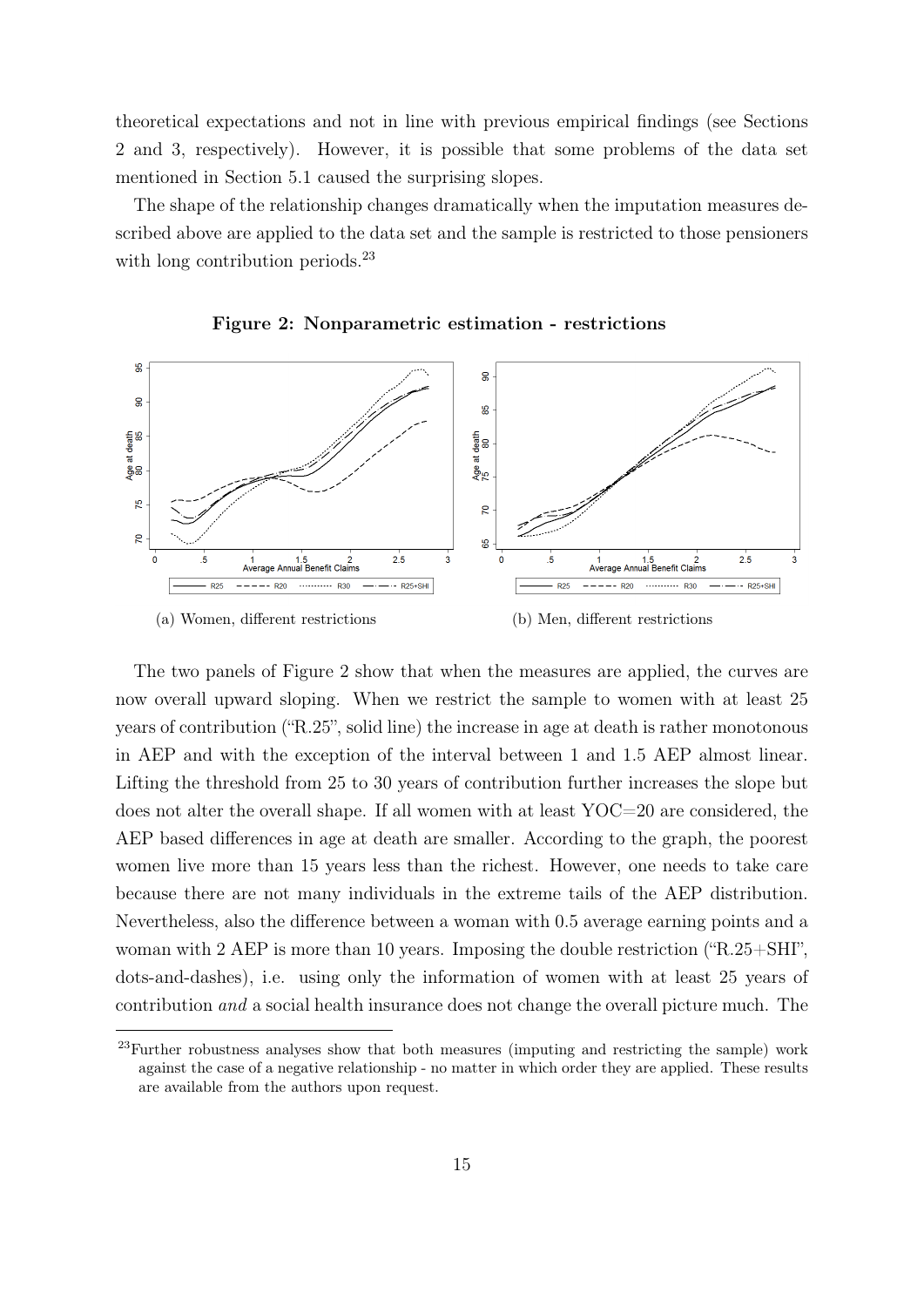theoretical expectations and not in line with previous empirical findings (see Sections 2 and 3, respectively). However, it is possible that some problems of the data set mentioned in Section 5.1 caused the surprising slopes.

The shape of the relationship changes dramatically when the imputation measures described above are applied to the data set and the sample is restricted to those pensioners with long contribution periods.[23]

**Figure 2: Nonparametric estimation - restrictions**

(a) Women, different restrictions

(b) Men, different restrictions

The two panels of Figure 2 show that when the measures are applied, the curves are now overall upward sloping. When we restrict the sample to women with at least 25 years of contribution ("R.25", solid line) the increase in age at death is rather monotonous in AEP and with the exception of the interval between 1 and 1.5 AEP almost linear. Lifting the threshold from 25 to 30 years of contribution further increases the slope but does not alter the overall shape. If all women with at least YOC=20 are considered, the AEP based differences in age at death are smaller. According to the graph, the poorest women live more than 15 years less than the richest. However, one needs to take care because there are not many individuals in the extreme tails of the AEP distribution. Nevertheless, also the difference between a woman with 0.5 average earning points and a woman with 2 AEP is more than 10 years. Imposing the double restriction ("R.25+SHI", dots-and-dashes), i.e. using only the information of women with at least 25 years of contribution *and* a social health insurance does not change the overall picture much. The

[23]Further robustness analyses show that both measures (imputing and restricting the sample) work against the case of a negative relationship - no matter in which order they are applied. These results are available from the authors upon request.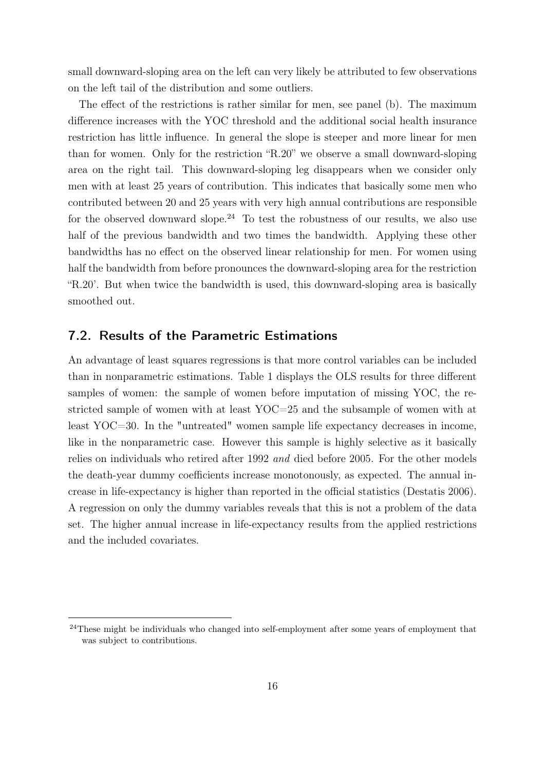small downward-sloping area on the left can very likely be attributed to few observations on the left tail of the distribution and some outliers.

The effect of the restrictions is rather similar for men, see panel (b). The maximum difference increases with the YOC threshold and the additional social health insurance restriction has little influence. In general the slope is steeper and more linear for men than for women. Only for the restriction "R.20" we observe a small downward-sloping area on the right tail. This downward-sloping leg disappears when we consider only men with at least 25 years of contribution. This indicates that basically some men who contributed between 20 and 25 years with very high annual contributions are responsible for the observed downward slope.[24] To test the robustness of our results, we also use half of the previous bandwidth and two times the bandwidth. Applying these other bandwidths has no effect on the observed linear relationship for men. For women using half the bandwidth from before pronounces the downward-sloping area for the restriction "R.20'. But when twice the bandwidth is used, this downward-sloping area is basically smoothed out.

## 7.2. Results of the Parametric Estimations

An advantage of least squares regressions is that more control variables can be included than in nonparametric estimations. Table 1 displays the OLS results for three different samples of women: the sample of women before imputation of missing YOC, the restricted sample of women with at least YOC=25 and the subsample of women with at least YOC=30. In the "untreated" women sample life expectancy decreases in income, like in the nonparametric case. However this sample is highly selective as it basically relies on individuals who retired after 1992 *and* died before 2005. For the other models the death-year dummy coefficients increase monotonously, as expected. The annual increase in life-expectancy is higher than reported in the official statistics (Destatis 2006). A regression on only the dummy variables reveals that this is not a problem of the data set. The higher annual increase in life-expectancy results from the applied restrictions and the included covariates.

[24] These might be individuals who changed into self-employment after some years of employment that was subject to contributions.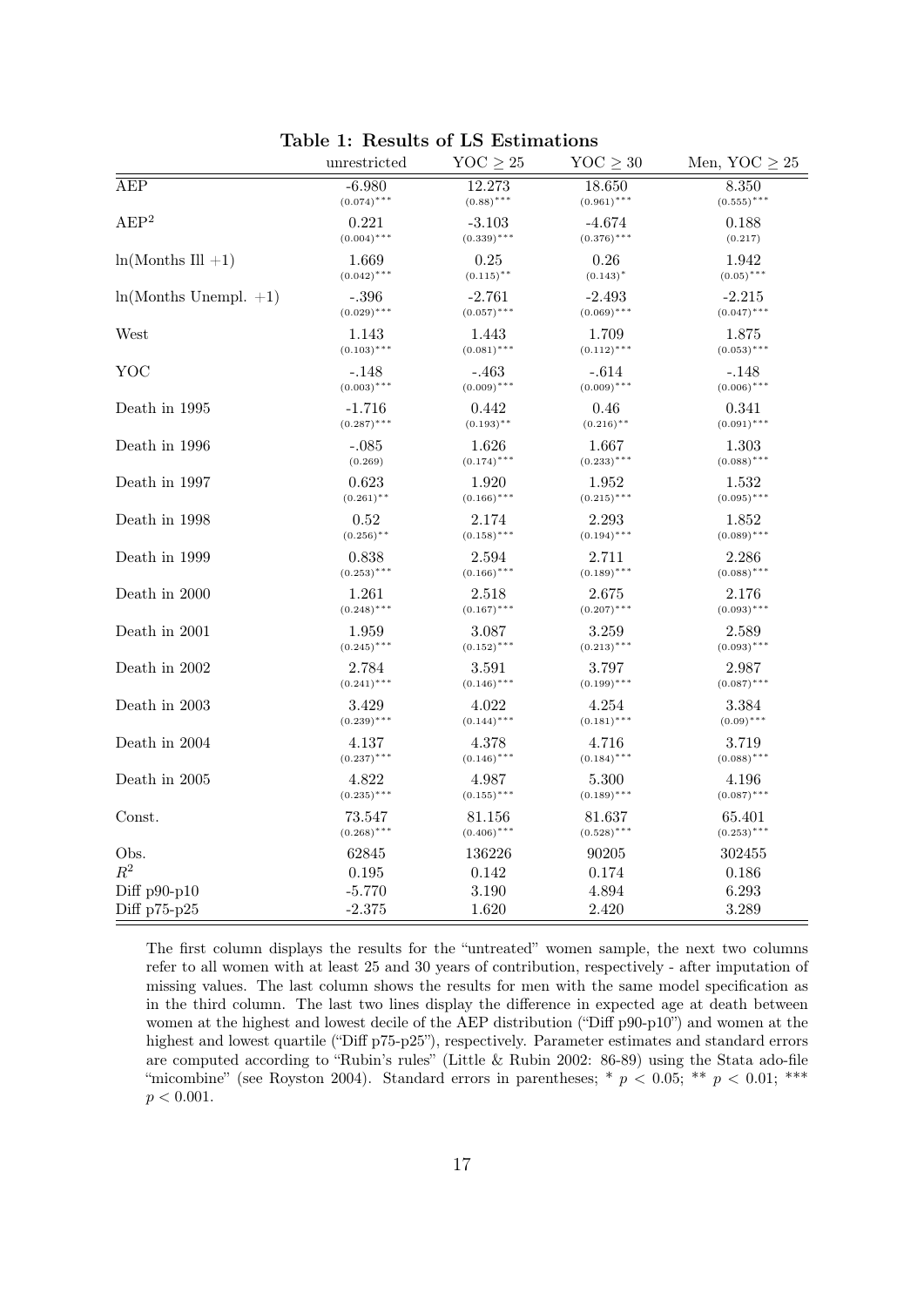**Table 1: Results of LS Estimations**

| | unrestricted | YOC $\geq 25$ | YOC $\geq 30$ | Men, YOC $\geq 25$ |
|---|---|---|---|---|
| AEP | -6.980 $(0.074)^{***}$ | 12.273 $(0.88)^{***}$ | 18.650 $(0.961)^{***}$ | 8.350 $(0.555)^{***}$ |
| AEP$^2$ | 0.221 $(0.004)^{***}$ | -3.103 $(0.339)^{***}$ | -4.674 $(0.376)^{***}$ | 0.188 $(0.217)$ |
| ln(Months Ill +1) | 1.669 $(0.042)^{***}$ | 0.25 $(0.115)^{**}$ | 0.26 $(0.143)^{*}$ | 1.942 $(0.05)^{***}$ |
| ln(Months Unempl. +1) | -.396 $(0.029)^{***}$ | -2.761 $(0.057)^{***}$ | -2.493 $(0.069)^{***}$ | -2.215 $(0.047)^{***}$ |
| West | 1.143 $(0.103)^{***}$ | 1.443 $(0.081)^{***}$ | 1.709 $(0.112)^{***}$ | 1.875 $(0.053)^{***}$ |
| YOC | -.148 $(0.003)^{***}$ | -.463 $(0.009)^{***}$ | -.614 $(0.009)^{***}$ | -.148 $(0.006)^{***}$ |
| Death in 1995 | -1.716 $(0.287)^{***}$ | 0.442 $(0.193)^{**}$ | 0.46 $(0.216)^{**}$ | 0.341 $(0.091)^{***}$ |
| Death in 1996 | -.085 $(0.269)$ | 1.626 $(0.174)^{***}$ | 1.667 $(0.233)^{***}$ | 1.303 $(0.088)^{***}$ |
| Death in 1997 | 0.623 $(0.261)^{**}$ | 1.920 $(0.166)^{***}$ | 1.952 $(0.215)^{***}$ | 1.532 $(0.095)^{***}$ |
| Death in 1998 | 0.52 $(0.256)^{**}$ | 2.174 $(0.158)^{***}$ | 2.293 $(0.194)^{***}$ | 1.852 $(0.089)^{***}$ |
| Death in 1999 | 0.838 $(0.253)^{***}$ | 2.594 $(0.166)^{***}$ | 2.711 $(0.189)^{***}$ | 2.286 $(0.088)^{***}$ |
| Death in 2000 | 1.261 $(0.248)^{***}$ | 2.518 $(0.167)^{***}$ | 2.675 $(0.207)^{***}$ | 2.176 $(0.093)^{***}$ |
| Death in 2001 | 1.959 $(0.245)^{***}$ | 3.087 $(0.152)^{***}$ | 3.259 $(0.213)^{***}$ | 2.589 $(0.093)^{***}$ |
| Death in 2002 | 2.784 $(0.241)^{***}$ | 3.591 $(0.146)^{***}$ | 3.797 $(0.199)^{***}$ | 2.987 $(0.087)^{***}$ |
| Death in 2003 | 3.429 $(0.239)^{***}$ | 4.022 $(0.144)^{***}$ | 4.254 $(0.181)^{***}$ | 3.384 $(0.09)^{***}$ |
| Death in 2004 | 4.137 $(0.237)^{***}$ | 4.378 $(0.146)^{***}$ | 4.716 $(0.184)^{***}$ | 3.719 $(0.088)^{***}$ |
| Death in 2005 | 4.822 $(0.235)^{***}$ | 4.987 $(0.155)^{***}$ | 5.300 $(0.189)^{***}$ | 4.196 $(0.087)^{***}$ |
| Const. | 73.547 $(0.268)^{***}$ | 81.156 $(0.406)^{***}$ | 81.637 $(0.528)^{***}$ | 65.401 $(0.253)^{***}$ |
| Obs. | 62845 | 136226 | 90205 | 302455 |
| $R^2$ | 0.195 | 0.142 | 0.174 | 0.186 |
| Diff p90-p10 | -5.770 | 3.190 | 4.894 | 6.293 |
| Diff p75-p25 | -2.375 | 1.620 | 2.420 | 3.289 |

The first column displays the results for the "untreated" women sample, the next two columns refer to all women with at least 25 and 30 years of contribution, respectively - after imputation of missing values. The last column shows the results for men with the same model specification as in the third column. The last two lines display the difference in expected age at death between women at the highest and lowest decile of the AEP distribution ("Diff p90-p10") and women at the highest and lowest quartile ("Diff p75-p25"), respectively. Parameter estimates and standard errors are computed according to "Rubin's rules" (Little & Rubin 2002: 86-89) using the Stata ado-file "micombine" (see Royston 2004). Standard errors in parentheses; * $p < 0.05$; ** $p < 0.01$; *** $p < 0.001$.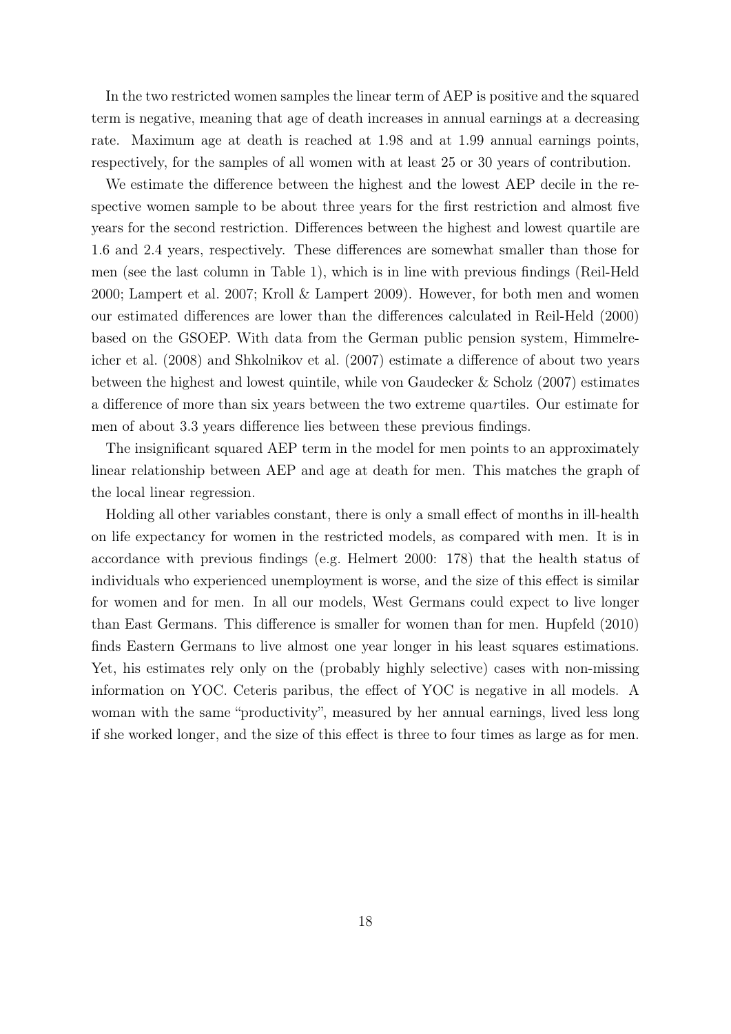In the two restricted women samples the linear term of AEP is positive and the squared term is negative, meaning that age of death increases in annual earnings at a decreasing rate. Maximum age at death is reached at 1.98 and at 1.99 annual earnings points, respectively, for the samples of all women with at least 25 or 30 years of contribution.

We estimate the difference between the highest and the lowest AEP decile in the respective women sample to be about three years for the first restriction and almost five years for the second restriction. Differences between the highest and lowest quartile are 1.6 and 2.4 years, respectively. These differences are somewhat smaller than those for men (see the last column in Table 1), which is in line with previous findings (Reil-Held 2000; Lampert et al. 2007; Kroll & Lampert 2009). However, for both men and women our estimated differences are lower than the differences calculated in Reil-Held (2000) based on the GSOEP. With data from the German public pension system, Himmelreicher et al. (2008) and Shkolnikov et al. (2007) estimate a difference of about two years between the highest and lowest quintile, while von Gaudecker & Scholz (2007) estimates a difference of more than six years between the two extreme quartiles. Our estimate for men of about 3.3 years difference lies between these previous findings.

The insignificant squared AEP term in the model for men points to an approximately linear relationship between AEP and age at death for men. This matches the graph of the local linear regression.

Holding all other variables constant, there is only a small effect of months in ill-health on life expectancy for women in the restricted models, as compared with men. It is in accordance with previous findings (e.g. Helmert 2000: 178) that the health status of individuals who experienced unemployment is worse, and the size of this effect is similar for women and for men. In all our models, West Germans could expect to live longer than East Germans. This difference is smaller for women than for men. Hupfeld (2010) finds Eastern Germans to live almost one year longer in his least squares estimations. Yet, his estimates rely only on the (probably highly selective) cases with non-missing information on YOC. Ceteris paribus, the effect of YOC is negative in all models. A woman with the same "productivity", measured by her annual earnings, lived less long if she worked longer, and the size of this effect is three to four times as large as for men.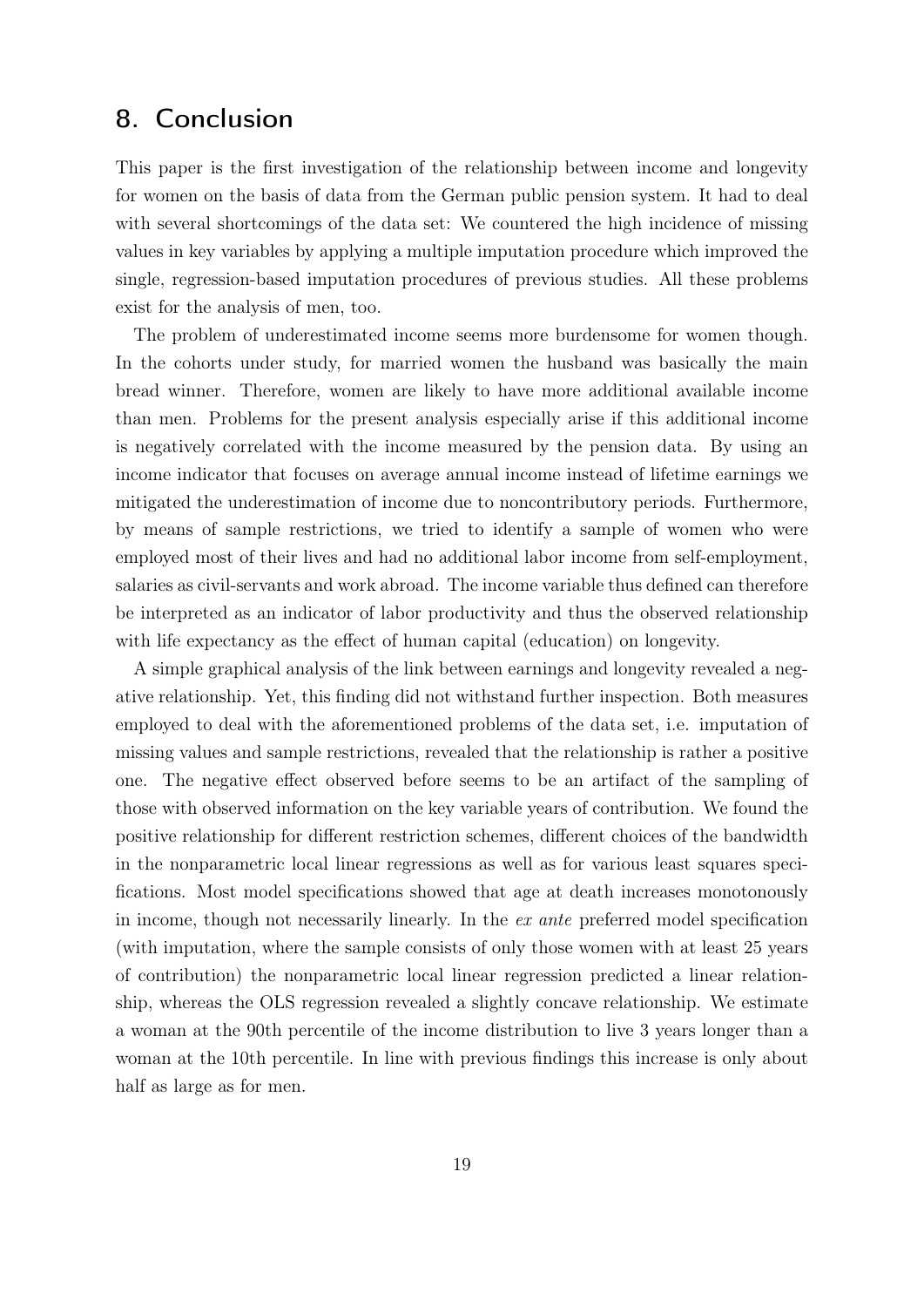## 8. Conclusion

This paper is the first investigation of the relationship between income and longevity for women on the basis of data from the German public pension system. It had to deal with several shortcomings of the data set: We countered the high incidence of missing values in key variables by applying a multiple imputation procedure which improved the single, regression-based imputation procedures of previous studies. All these problems exist for the analysis of men, too.

The problem of underestimated income seems more burdensome for women though. In the cohorts under study, for married women the husband was basically the main bread winner. Therefore, women are likely to have more additional available income than men. Problems for the present analysis especially arise if this additional income is negatively correlated with the income measured by the pension data. By using an income indicator that focuses on average annual income instead of lifetime earnings we mitigated the underestimation of income due to noncontributory periods. Furthermore, by means of sample restrictions, we tried to identify a sample of women who were employed most of their lives and had no additional labor income from self-employment, salaries as civil-servants and work abroad. The income variable thus defined can therefore be interpreted as an indicator of labor productivity and thus the observed relationship with life expectancy as the effect of human capital (education) on longevity.

A simple graphical analysis of the link between earnings and longevity revealed a negative relationship. Yet, this finding did not withstand further inspection. Both measures employed to deal with the aforementioned problems of the data set, i.e. imputation of missing values and sample restrictions, revealed that the relationship is rather a positive one. The negative effect observed before seems to be an artifact of the sampling of those with observed information on the key variable years of contribution. We found the positive relationship for different restriction schemes, different choices of the bandwidth in the nonparametric local linear regressions as well as for various least squares specifications. Most model specifications showed that age at death increases monotonously in income, though not necessarily linearly. In the *ex ante* preferred model specification (with imputation, where the sample consists of only those women with at least 25 years of contribution) the nonparametric local linear regression predicted a linear relationship, whereas the OLS regression revealed a slightly concave relationship. We estimate a woman at the 90th percentile of the income distribution to live 3 years longer than a woman at the 10th percentile. In line with previous findings this increase is only about half as large as for men.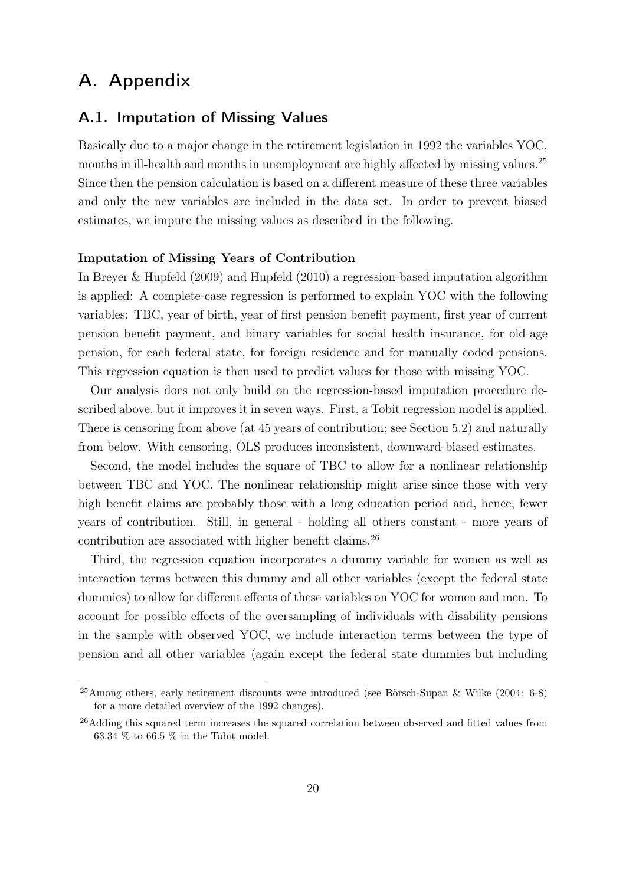# A. Appendix

## A.1. Imputation of Missing Values

Basically due to a major change in the retirement legislation in 1992 the variables YOC, months in ill-health and months in unemployment are highly affected by missing values.[25] Since then the pension calculation is based on a different measure of these three variables and only the new variables are included in the data set. In order to prevent biased estimates, we impute the missing values as described in the following.

**Imputation of Missing Years of Contribution**

In Breyer & Hupfeld (2009) and Hupfeld (2010) a regression-based imputation algorithm is applied: A complete-case regression is performed to explain YOC with the following variables: TBC, year of birth, year of first pension benefit payment, first year of current pension benefit payment, and binary variables for social health insurance, for old-age pension, for each federal state, for foreign residence and for manually coded pensions. This regression equation is then used to predict values for those with missing YOC.

Our analysis does not only build on the regression-based imputation procedure described above, but it improves it in seven ways. First, a Tobit regression model is applied. There is censoring from above (at 45 years of contribution; see Section 5.2) and naturally from below. With censoring, OLS produces inconsistent, downward-biased estimates.

Second, the model includes the square of TBC to allow for a nonlinear relationship between TBC and YOC. The nonlinear relationship might arise since those with very high benefit claims are probably those with a long education period and, hence, fewer years of contribution. Still, in general - holding all others constant - more years of contribution are associated with higher benefit claims.[26]

Third, the regression equation incorporates a dummy variable for women as well as interaction terms between this dummy and all other variables (except the federal state dummies) to allow for different effects of these variables on YOC for women and men. To account for possible effects of the oversampling of individuals with disability pensions in the sample with observed YOC, we include interaction terms between the type of pension and all other variables (again except the federal state dummies but including

---

[25] Among others, early retirement discounts were introduced (see Börsch-Supan & Wilke (2004: 6-8) for a more detailed overview of the 1992 changes).

[26] Adding this squared term increases the squared correlation between observed and fitted values from 63.34 % to 66.5 % in the Tobit model.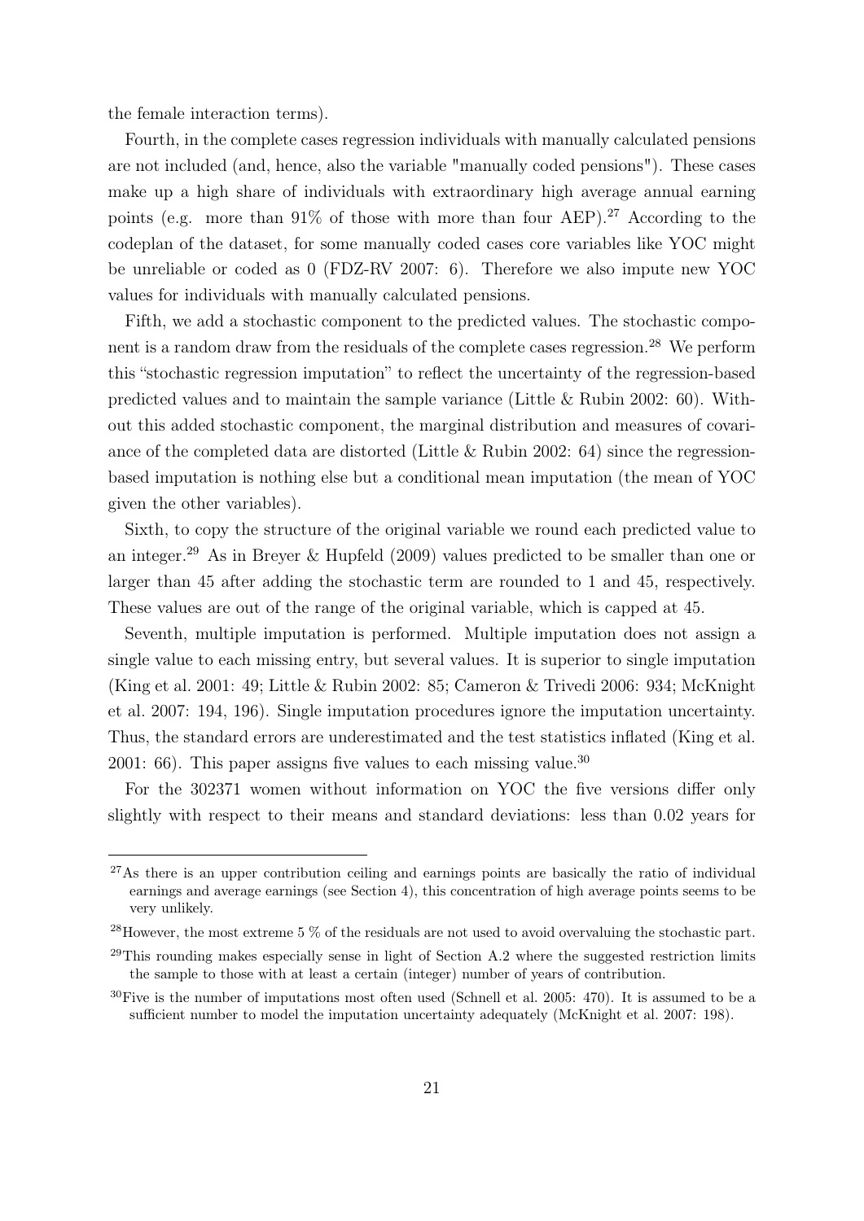the female interaction terms).

Fourth, in the complete cases regression individuals with manually calculated pensions are not included (and, hence, also the variable "manually coded pensions"). These cases make up a high share of individuals with extraordinary high average annual earning points (e.g. more than 91% of those with more than four AEP).[27] According to the codeplan of the dataset, for some manually coded cases core variables like YOC might be unreliable or coded as 0 (FDZ-RV 2007: 6). Therefore we also impute new YOC values for individuals with manually calculated pensions.

Fifth, we add a stochastic component to the predicted values. The stochastic component is a random draw from the residuals of the complete cases regression.[28] We perform this "stochastic regression imputation" to reflect the uncertainty of the regression-based predicted values and to maintain the sample variance (Little & Rubin 2002: 60). Without this added stochastic component, the marginal distribution and measures of covariance of the completed data are distorted (Little & Rubin 2002: 64) since the regression-based imputation is nothing else but a conditional mean imputation (the mean of YOC given the other variables).

Sixth, to copy the structure of the original variable we round each predicted value to an integer.[29] As in Breyer & Hupfeld (2009) values predicted to be smaller than one or larger than 45 after adding the stochastic term are rounded to 1 and 45, respectively. These values are out of the range of the original variable, which is capped at 45.

Seventh, multiple imputation is performed. Multiple imputation does not assign a single value to each missing entry, but several values. It is superior to single imputation (King et al. 2001: 49; Little & Rubin 2002: 85; Cameron & Trivedi 2006: 934; McKnight et al. 2007: 194, 196). Single imputation procedures ignore the imputation uncertainty. Thus, the standard errors are underestimated and the test statistics inflated (King et al. 2001: 66). This paper assigns five values to each missing value.[30]

For the 302371 women without information on YOC the five versions differ only slightly with respect to their means and standard deviations: less than 0.02 years for

[27] As there is an upper contribution ceiling and earnings points are basically the ratio of individual earnings and average earnings (see Section 4), this concentration of high average points seems to be very unlikely.

[28] However, the most extreme 5 % of the residuals are not used to avoid overvaluing the stochastic part.

[29] This rounding makes especially sense in light of Section A.2 where the suggested restriction limits the sample to those with at least a certain (integer) number of years of contribution.

[30] Five is the number of imputations most often used (Schnell et al. 2005: 470). It is assumed to be a sufficient number to model the imputation uncertainty adequately (McKnight et al. 2007: 198).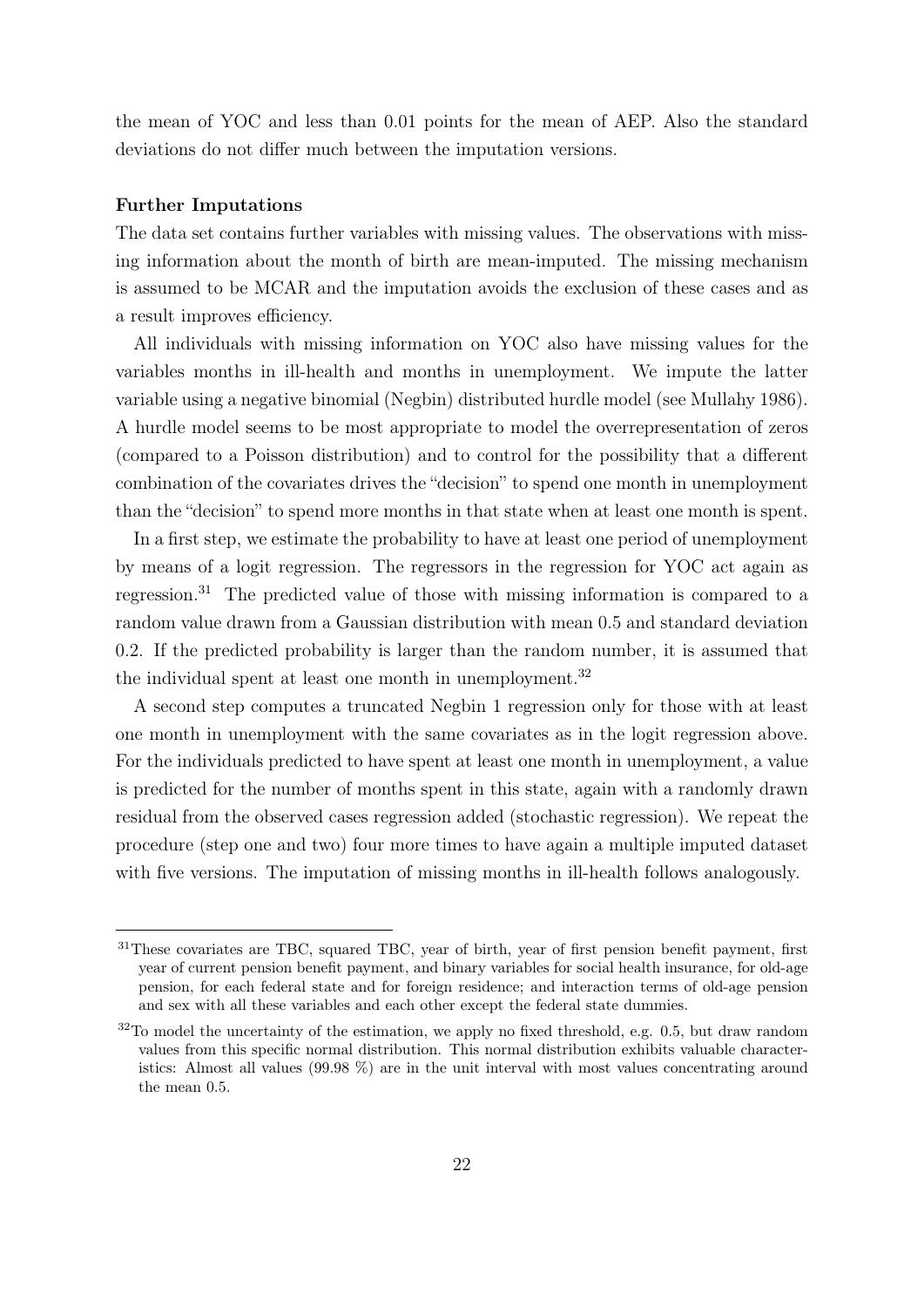the mean of YOC and less than 0.01 points for the mean of AEP. Also the standard deviations do not differ much between the imputation versions.

**Further Imputations**

The data set contains further variables with missing values. The observations with missing information about the month of birth are mean-imputed. The missing mechanism is assumed to be MCAR and the imputation avoids the exclusion of these cases and as a result improves efficiency.

All individuals with missing information on YOC also have missing values for the variables months in ill-health and months in unemployment. We impute the latter variable using a negative binomial (Negbin) distributed hurdle model (see Mullahy 1986). A hurdle model seems to be most appropriate to model the overrepresentation of zeros (compared to a Poisson distribution) and to control for the possibility that a different combination of the covariates drives the "decision" to spend one month in unemployment than the "decision" to spend more months in that state when at least one month is spent.

In a first step, we estimate the probability to have at least one period of unemployment by means of a logit regression. The regressors in the regression for YOC act again as regression.[31] The predicted value of those with missing information is compared to a random value drawn from a Gaussian distribution with mean 0.5 and standard deviation 0.2. If the predicted probability is larger than the random number, it is assumed that the individual spent at least one month in unemployment.[32]

A second step computes a truncated Negbin 1 regression only for those with at least one month in unemployment with the same covariates as in the logit regression above. For the individuals predicted to have spent at least one month in unemployment, a value is predicted for the number of months spent in this state, again with a randomly drawn residual from the observed cases regression added (stochastic regression). We repeat the procedure (step one and two) four more times to have again a multiple imputed dataset with five versions. The imputation of missing months in ill-health follows analogously.

---

[31] These covariates are TBC, squared TBC, year of birth, year of first pension benefit payment, first year of current pension benefit payment, and binary variables for social health insurance, for old-age pension, for each federal state and for foreign residence; and interaction terms of old-age pension and sex with all these variables and each other except the federal state dummies.

[32] To model the uncertainty of the estimation, we apply no fixed threshold, e.g. 0.5, but draw random values from this specific normal distribution. This normal distribution exhibits valuable characteristics: Almost all values (99.98 %) are in the unit interval with most values concentrating around the mean 0.5.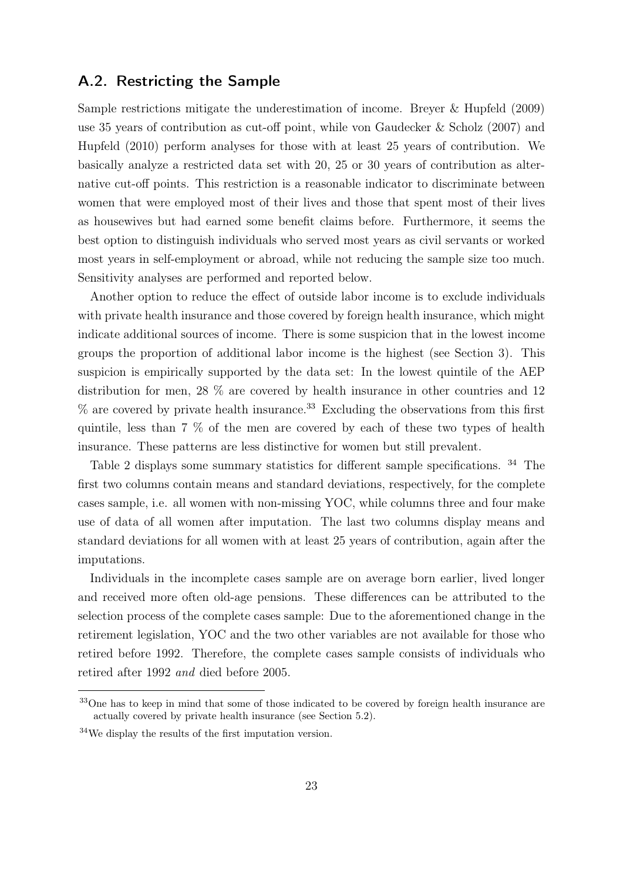## A.2. Restricting the Sample

Sample restrictions mitigate the underestimation of income. Breyer & Hupfeld (2009) use 35 years of contribution as cut-off point, while von Gaudecker & Scholz (2007) and Hupfeld (2010) perform analyses for those with at least 25 years of contribution. We basically analyze a restricted data set with 20, 25 or 30 years of contribution as alternative cut-off points. This restriction is a reasonable indicator to discriminate between women that were employed most of their lives and those that spent most of their lives as housewives but had earned some benefit claims before. Furthermore, it seems the best option to distinguish individuals who served most years as civil servants or worked most years in self-employment or abroad, while not reducing the sample size too much. Sensitivity analyses are performed and reported below.

Another option to reduce the effect of outside labor income is to exclude individuals with private health insurance and those covered by foreign health insurance, which might indicate additional sources of income. There is some suspicion that in the lowest income groups the proportion of additional labor income is the highest (see Section 3). This suspicion is empirically supported by the data set: In the lowest quintile of the AEP distribution for men, 28 % are covered by health insurance in other countries and 12 % are covered by private health insurance.[33] Excluding the observations from this first quintile, less than 7 % of the men are covered by each of these two types of health insurance. These patterns are less distinctive for women but still prevalent.

Table 2 displays some summary statistics for different sample specifications. [34] The first two columns contain means and standard deviations, respectively, for the complete cases sample, i.e. all women with non-missing YOC, while columns three and four make use of data of all women after imputation. The last two columns display means and standard deviations for all women with at least 25 years of contribution, again after the imputations.

Individuals in the incomplete cases sample are on average born earlier, lived longer and received more often old-age pensions. These differences can be attributed to the selection process of the complete cases sample: Due to the aforementioned change in the retirement legislation, YOC and the two other variables are not available for those who retired before 1992. Therefore, the complete cases sample consists of individuals who retired after 1992 *and* died before 2005.

[33] One has to keep in mind that some of those indicated to be covered by foreign health insurance are actually covered by private health insurance (see Section 5.2).

[34] We display the results of the first imputation version.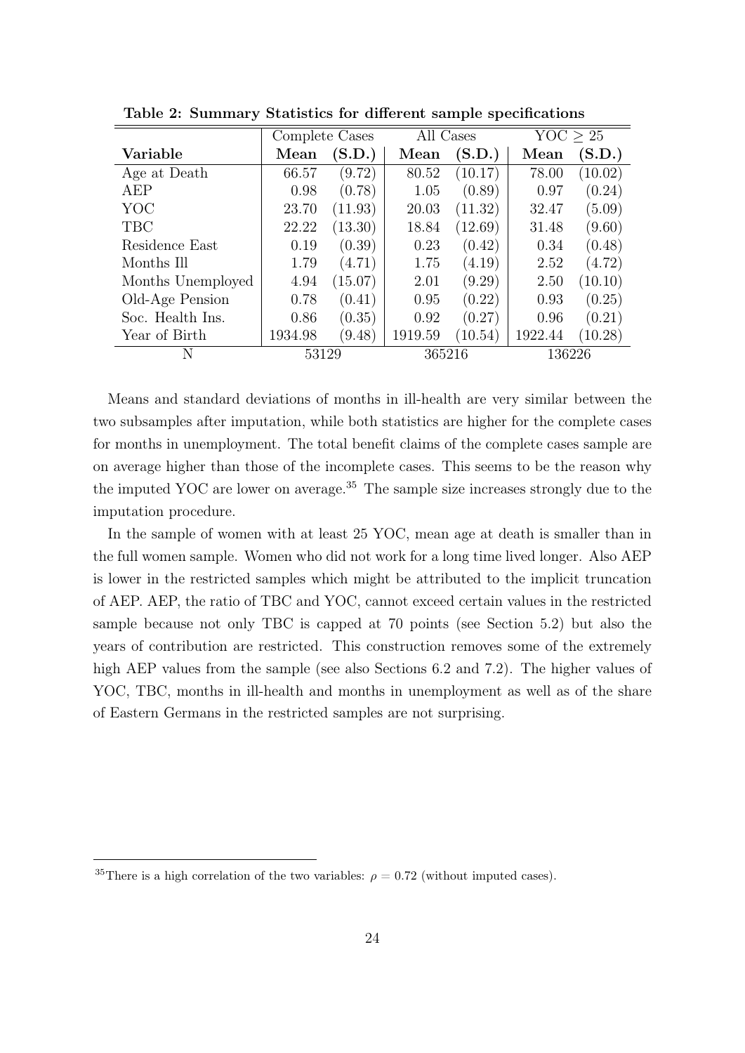**Table 2: Summary Statistics for different sample specifications**

| | Complete Cases | | All Cases | | YOC $\geq$ 25 | |
|---|---|---|---|---|---|---|
| **Variable** | **Mean** | **(S.D.)** | **Mean** | **(S.D.)** | **Mean** | **(S.D.)** |
| Age at Death | 66.57 | (9.72) | 80.52 | (10.17) | 78.00 | (10.02) |
| AEP | 0.98 | (0.78) | 1.05 | (0.89) | 0.97 | (0.24) |
| YOC | 23.70 | (11.93) | 20.03 | (11.32) | 32.47 | (5.09) |
| TBC | 22.22 | (13.30) | 18.84 | (12.69) | 31.48 | (9.60) |
| Residence East | 0.19 | (0.39) | 0.23 | (0.42) | 0.34 | (0.48) |
| Months Ill | 1.79 | (4.71) | 1.75 | (4.19) | 2.52 | (4.72) |
| Months Unemployed | 4.94 | (15.07) | 2.01 | (9.29) | 2.50 | (10.10) |
| Old-Age Pension | 0.78 | (0.41) | 0.95 | (0.22) | 0.93 | (0.25) |
| Soc. Health Ins. | 0.86 | (0.35) | 0.92 | (0.27) | 0.96 | (0.21) |
| Year of Birth | 1934.98 | (9.48) | 1919.59 | (10.54) | 1922.44 | (10.28) |
| N | 53129 | | 365216 | | 136226 | |

Means and standard deviations of months in ill-health are very similar between the two subsamples after imputation, while both statistics are higher for the complete cases for months in unemployment. The total benefit claims of the complete cases sample are on average higher than those of the incomplete cases. This seems to be the reason why the imputed YOC are lower on average.[35] The sample size increases strongly due to the imputation procedure.

In the sample of women with at least 25 YOC, mean age at death is smaller than in the full women sample. Women who did not work for a long time lived longer. Also AEP is lower in the restricted samples which might be attributed to the implicit truncation of AEP. AEP, the ratio of TBC and YOC, cannot exceed certain values in the restricted sample because not only TBC is capped at 70 points (see Section 5.2) but also the years of contribution are restricted. This construction removes some of the extremely high AEP values from the sample (see also Sections 6.2 and 7.2). The higher values of YOC, TBC, months in ill-health and months in unemployment as well as of the share of Eastern Germans in the restricted samples are not surprising.

[35] There is a high correlation of the two variables: $\rho = 0.72$ (without imputed cases).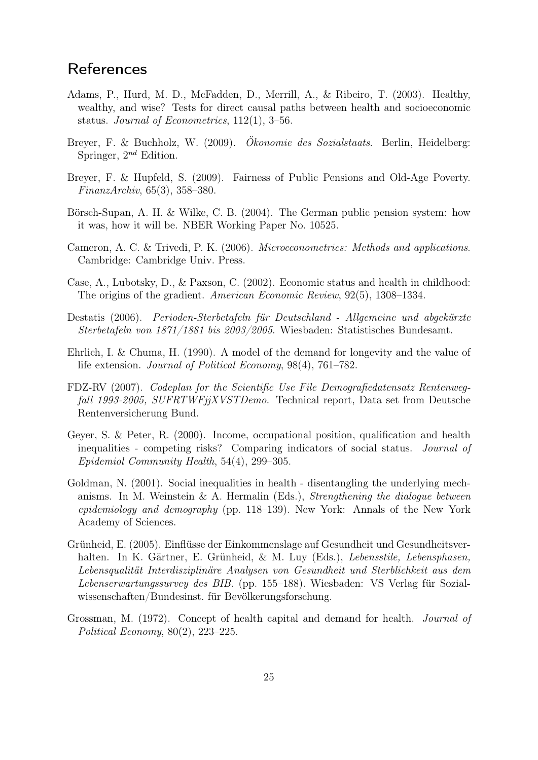## References

Adams, P., Hurd, M. D., McFadden, D., Merrill, A., & Ribeiro, T. (2003). Healthy, wealthy, and wise? Tests for direct causal paths between health and socioeconomic status. *Journal of Econometrics*, 112(1), 3–56.

Breyer, F. & Buchholz, W. (2009). *Ökonomie des Sozialstaats*. Berlin, Heidelberg: Springer, $2^{nd}$ Edition.

Breyer, F. & Hupfeld, S. (2009). Fairness of Public Pensions and Old-Age Poverty. *FinanzArchiv*, 65(3), 358–380.

Börsch-Supan, A. H. & Wilke, C. B. (2004). The German public pension system: how it was, how it will be. NBER Working Paper No. 10525.

Cameron, A. C. & Trivedi, P. K. (2006). *Microeconometrics: Methods and applications*. Cambridge: Cambridge Univ. Press.

Case, A., Lubotsky, D., & Paxson, C. (2002). Economic status and health in childhood: The origins of the gradient. *American Economic Review*, 92(5), 1308–1334.

Destatis (2006). *Perioden-Sterbetafeln für Deutschland - Allgemeine und abgekürzte Sterbetafeln von 1871/1881 bis 2003/2005*. Wiesbaden: Statistisches Bundesamt.

Ehrlich, I. & Chuma, H. (1990). A model of the demand for longevity and the value of life extension. *Journal of Political Economy*, 98(4), 761–782.

FDZ-RV (2007). *Codeplan for the Scientific Use File Demografiedatensatz Rentenwegfall 1993-2005, SUFRTWFjjXVSTDemo*. Technical report, Data set from Deutsche Rentenversicherung Bund.

Geyer, S. & Peter, R. (2000). Income, occupational position, qualification and health inequalities - competing risks? Comparing indicators of social status. *Journal of Epidemiol Community Health*, 54(4), 299–305.

Goldman, N. (2001). Social inequalities in health - disentangling the underlying mechanisms. In M. Weinstein & A. Hermalin (Eds.), *Strengthening the dialogue between epidemiology and demography* (pp. 118–139). New York: Annals of the New York Academy of Sciences.

Grünheid, E. (2005). Einflüsse der Einkommenslage auf Gesundheit und Gesundheitsverhalten. In K. Gärtner, E. Grünheid, & M. Luy (Eds.), *Lebensstile, Lebensphasen, Lebensqualität Interdisziplinäre Analysen von Gesundheit und Sterblichkeit aus dem Lebenserwartungssurvey des BIB.* (pp. 155–188). Wiesbaden: VS Verlag für Sozialwissenschaften/Bundesinst. für Bevölkerungsforschung.

Grossman, M. (1972). Concept of health capital and demand for health. *Journal of Political Economy*, 80(2), 223–225.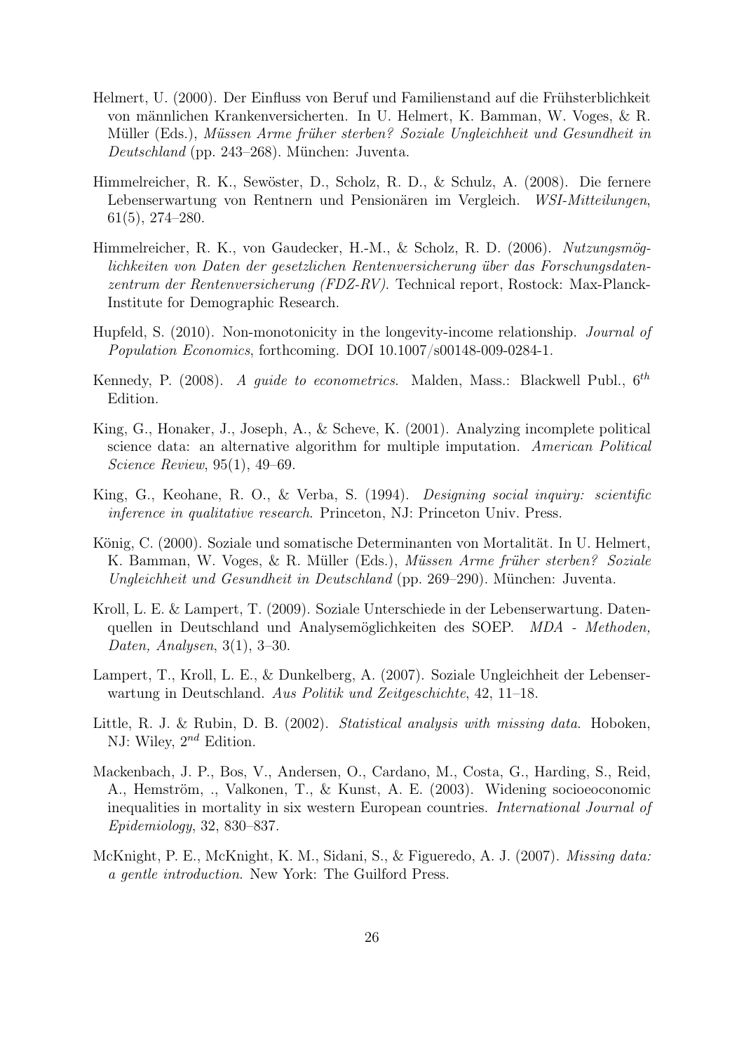Helmert, U. (2000). Der Einfluss von Beruf und Familienstand auf die Frühsterblichkeit von männlichen Krankenversicherten. In U. Helmert, K. Bamman, W. Voges, & R. Müller (Eds.), *Müssen Arme früher sterben? Soziale Ungleichheit und Gesundheit in Deutschland* (pp. 243–268). München: Juventa.

Himmelreicher, R. K., Sewöster, D., Scholz, R. D., & Schulz, A. (2008). Die fernere Lebenserwartung von Rentnern und Pensionären im Vergleich. *WSI-Mitteilungen*, 61(5), 274–280.

Himmelreicher, R. K., von Gaudecker, H.-M., & Scholz, R. D. (2006). *Nutzungsmöglichkeiten von Daten der gesetzlichen Rentenversicherung über das Forschungsdatenzentrum der Rentenversicherung (FDZ-RV)*. Technical report, Rostock: Max-Planck-Institute for Demographic Research.

Hupfeld, S. (2010). Non-monotonicity in the longevity-income relationship. *Journal of Population Economics*, forthcoming. DOI 10.1007/s00148-009-0284-1.

Kennedy, P. (2008). *A guide to econometrics*. Malden, Mass.: Blackwell Publ., $6^{th}$ Edition.

King, G., Honaker, J., Joseph, A., & Scheve, K. (2001). Analyzing incomplete political science data: an alternative algorithm for multiple imputation. *American Political Science Review*, 95(1), 49–69.

King, G., Keohane, R. O., & Verba, S. (1994). *Designing social inquiry: scientific inference in qualitative research*. Princeton, NJ: Princeton Univ. Press.

König, C. (2000). Soziale und somatische Determinanten von Mortalität. In U. Helmert, K. Bamman, W. Voges, & R. Müller (Eds.), *Müssen Arme früher sterben? Soziale Ungleichheit und Gesundheit in Deutschland* (pp. 269–290). München: Juventa.

Kroll, L. E. & Lampert, T. (2009). Soziale Unterschiede in der Lebenserwartung. Datenquellen in Deutschland und Analysemöglichkeiten des SOEP. *MDA - Methoden, Daten, Analysen*, 3(1), 3–30.

Lampert, T., Kroll, L. E., & Dunkelberg, A. (2007). Soziale Ungleichheit der Lebenserwartung in Deutschland. *Aus Politik und Zeitgeschichte*, 42, 11–18.

Little, R. J. & Rubin, D. B. (2002). *Statistical analysis with missing data*. Hoboken, NJ: Wiley, $2^{nd}$ Edition.

Mackenbach, J. P., Bos, V., Andersen, O., Cardano, M., Costa, G., Harding, S., Reid, A., Hemström, ., Valkonen, T., & Kunst, A. E. (2003). Widening socioeoconomic inequalities in mortality in six western European countries. *International Journal of Epidemiology*, 32, 830–837.

McKnight, P. E., McKnight, K. M., Sidani, S., & Figueredo, A. J. (2007). *Missing data: a gentle introduction*. New York: The Guilford Press.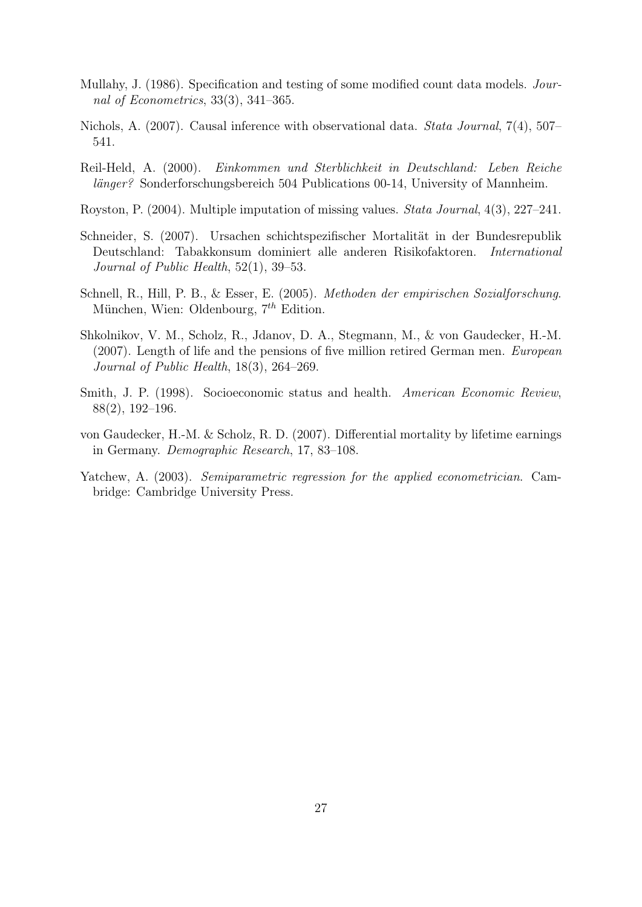Mullahy, J. (1986). Specification and testing of some modified count data models. *Journal of Econometrics*, 33(3), 341–365.

Nichols, A. (2007). Causal inference with observational data. *Stata Journal*, 7(4), 507–541.

Reil-Held, A. (2000). *Einkommen und Sterblichkeit in Deutschland: Leben Reiche länger?* Sonderforschungsbereich 504 Publications 00-14, University of Mannheim.

Royston, P. (2004). Multiple imputation of missing values. *Stata Journal*, 4(3), 227–241.

Schneider, S. (2007). Ursachen schichtspezifischer Mortalität in der Bundesrepublik Deutschland: Tabakkonsum dominiert alle anderen Risikofaktoren. *International Journal of Public Health*, 52(1), 39–53.

Schnell, R., Hill, P. B., & Esser, E. (2005). *Methoden der empirischen Sozialforschung*. München, Wien: Oldenbourg, 7th Edition.

Shkolnikov, V. M., Scholz, R., Jdanov, D. A., Stegmann, M., & von Gaudecker, H.-M. (2007). Length of life and the pensions of five million retired German men. *European Journal of Public Health*, 18(3), 264–269.

Smith, J. P. (1998). Socioeconomic status and health. *American Economic Review*, 88(2), 192–196.

von Gaudecker, H.-M. & Scholz, R. D. (2007). Differential mortality by lifetime earnings in Germany. *Demographic Research*, 17, 83–108.

Yatchew, A. (2003). *Semiparametric regression for the applied econometrician*. Cambridge: Cambridge University Press.